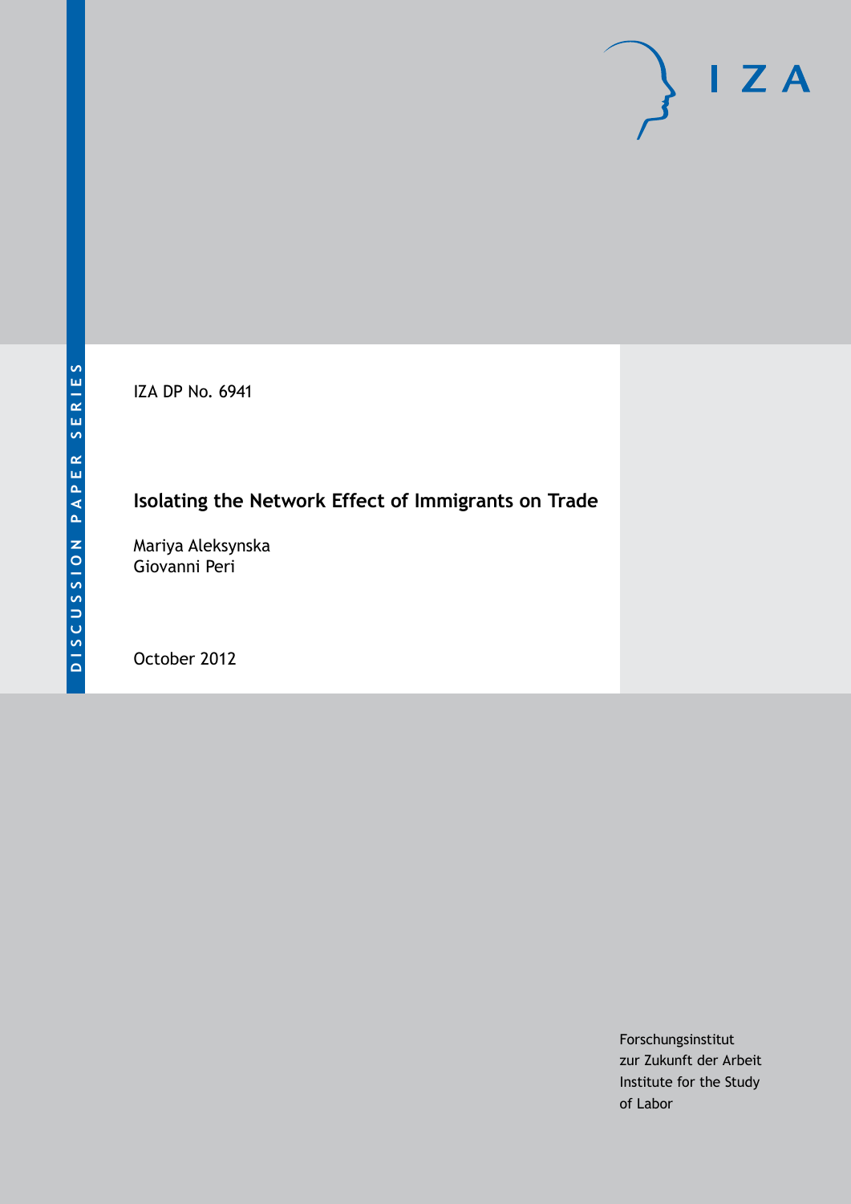DISCUSSION PAPER SERIES

IZA

IZA DP No. 6941

# Isolating the Network Effect of Immigrants on Trade

Mariya Aleksynska
Giovanni Peri

October 2012

Forschungsinstitut
zur Zukunft der Arbeit
Institute for the Study
of Labor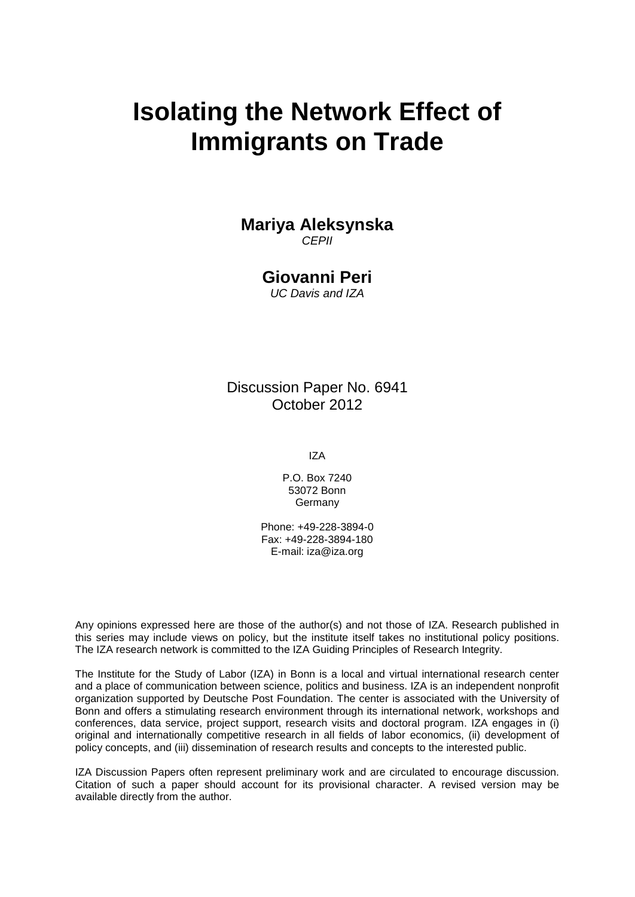# Isolating the Network Effect of Immigrants on Trade

**Mariya Aleksynska**
*CEPII*

**Giovanni Peri**
*UC Davis and IZA*

Discussion Paper No. 6941
October 2012

IZA

P.O. Box 7240
53072 Bonn
Germany

Phone: +49-228-3894-0
Fax: +49-228-3894-180
E-mail: iza@iza.org

Any opinions expressed here are those of the author(s) and not those of IZA. Research published in this series may include views on policy, but the institute itself takes no institutional policy positions. The IZA research network is committed to the IZA Guiding Principles of Research Integrity.

The Institute for the Study of Labor (IZA) in Bonn is a local and virtual international research center and a place of communication between science, politics and business. IZA is an independent nonprofit organization supported by Deutsche Post Foundation. The center is associated with the University of Bonn and offers a stimulating research environment through its international network, workshops and conferences, data service, project support, research visits and doctoral program. IZA engages in (i) original and internationally competitive research in all fields of labor economics, (ii) development of policy concepts, and (iii) dissemination of research results and concepts to the interested public.

IZA Discussion Papers often represent preliminary work and are circulated to encourage discussion. Citation of such a paper should account for its provisional character. A revised version may be available directly from the author.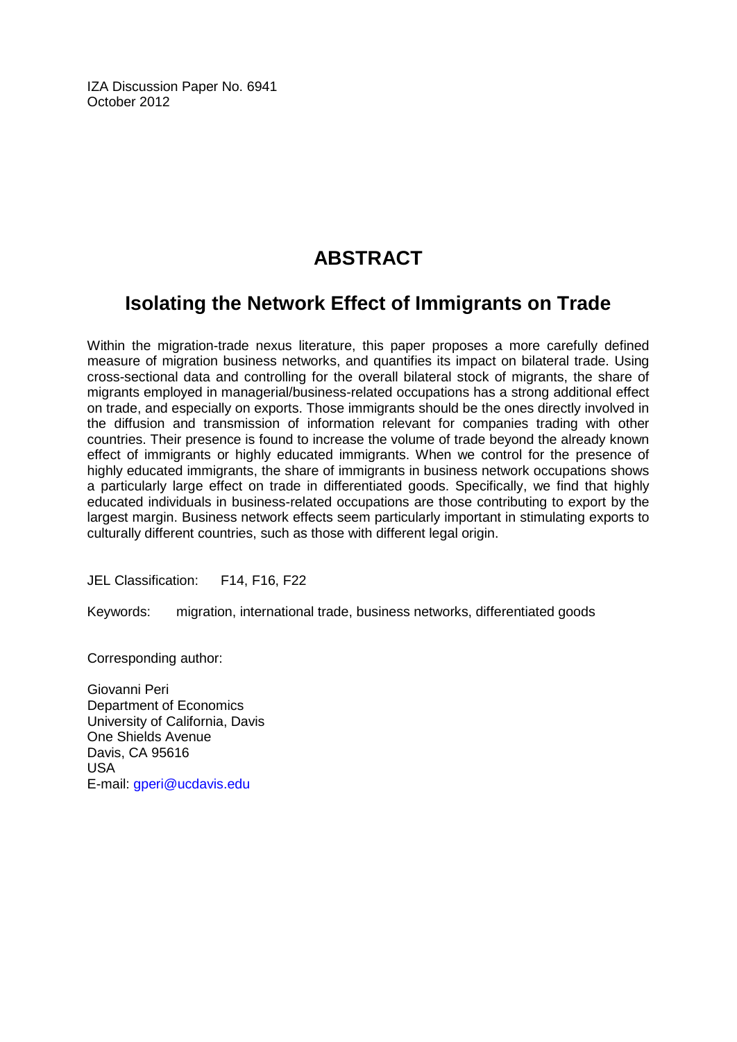IZA Discussion Paper No. 6941
October 2012

# ABSTRACT

## Isolating the Network Effect of Immigrants on Trade

Within the migration-trade nexus literature, this paper proposes a more carefully defined measure of migration business networks, and quantifies its impact on bilateral trade. Using cross-sectional data and controlling for the overall bilateral stock of migrants, the share of migrants employed in managerial/business-related occupations has a strong additional effect on trade, and especially on exports. Those immigrants should be the ones directly involved in the diffusion and transmission of information relevant for companies trading with other countries. Their presence is found to increase the volume of trade beyond the already known effect of immigrants or highly educated immigrants. When we control for the presence of highly educated immigrants, the share of immigrants in business network occupations shows a particularly large effect on trade in differentiated goods. Specifically, we find that highly educated individuals in business-related occupations are those contributing to export by the largest margin. Business network effects seem particularly important in stimulating exports to culturally different countries, such as those with different legal origin.

JEL Classification: F14, F16, F22

Keywords: migration, international trade, business networks, differentiated goods

Corresponding author:

Giovanni Peri
Department of Economics
University of California, Davis
One Shields Avenue
Davis, CA 95616
USA
E-mail: gperi@ucdavis.edu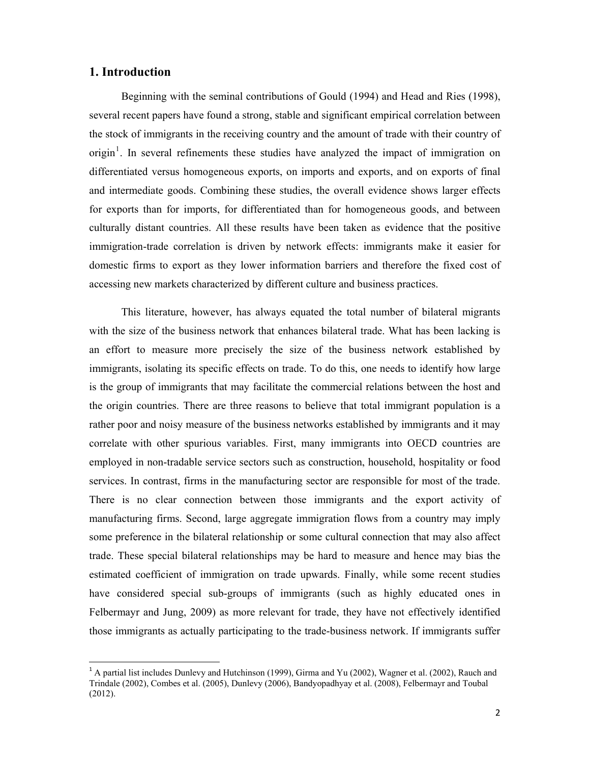## 1. Introduction

Beginning with the seminal contributions of Gould (1994) and Head and Ries (1998), several recent papers have found a strong, stable and significant empirical correlation between the stock of immigrants in the receiving country and the amount of trade with their country of origin[1]. In several refinements these studies have analyzed the impact of immigration on differentiated versus homogeneous exports, on imports and exports, and on exports of final and intermediate goods. Combining these studies, the overall evidence shows larger effects for exports than for imports, for differentiated than for homogeneous goods, and between culturally distant countries. All these results have been taken as evidence that the positive immigration-trade correlation is driven by network effects: immigrants make it easier for domestic firms to export as they lower information barriers and therefore the fixed cost of accessing new markets characterized by different culture and business practices.

This literature, however, has always equated the total number of bilateral migrants with the size of the business network that enhances bilateral trade. What has been lacking is an effort to measure more precisely the size of the business network established by immigrants, isolating its specific effects on trade. To do this, one needs to identify how large is the group of immigrants that may facilitate the commercial relations between the host and the origin countries. There are three reasons to believe that total immigrant population is a rather poor and noisy measure of the business networks established by immigrants and it may correlate with other spurious variables. First, many immigrants into OECD countries are employed in non-tradable service sectors such as construction, household, hospitality or food services. In contrast, firms in the manufacturing sector are responsible for most of the trade. There is no clear connection between those immigrants and the export activity of manufacturing firms. Second, large aggregate immigration flows from a country may imply some preference in the bilateral relationship or some cultural connection that may also affect trade. These special bilateral relationships may be hard to measure and hence may bias the estimated coefficient of immigration on trade upwards. Finally, while some recent studies have considered special sub-groups of immigrants (such as highly educated ones in Felbermayr and Jung, 2009) as more relevant for trade, they have not effectively identified those immigrants as actually participating to the trade-business network. If immigrants suffer

[1] A partial list includes Dunlevy and Hutchinson (1999), Girma and Yu (2002), Wagner et al. (2002), Rauch and Trindale (2002), Combes et al. (2005), Dunlevy (2006), Bandyopadhyay et al. (2008), Felbermayr and Toubal (2012).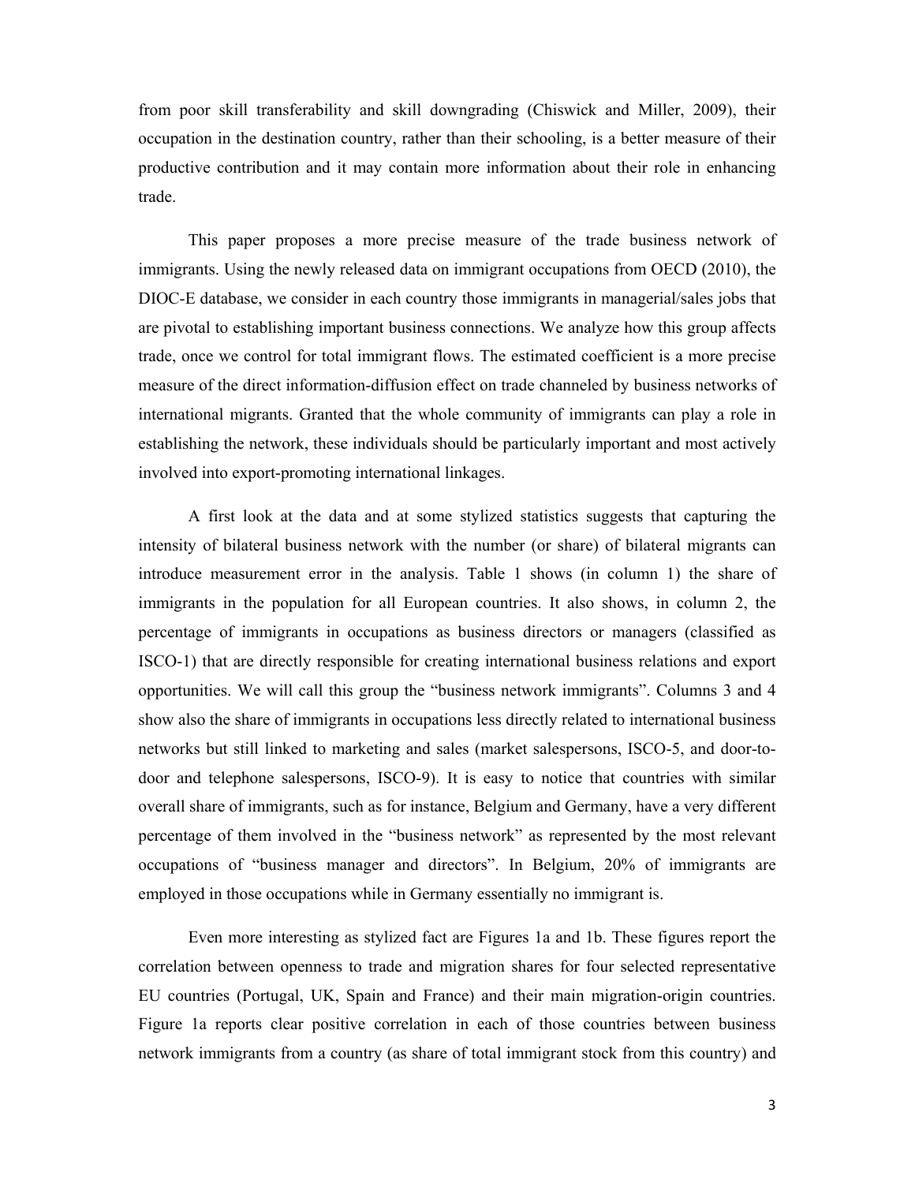from poor skill transferability and skill downgrading (Chiswick and Miller, 2009), their occupation in the destination country, rather than their schooling, is a better measure of their productive contribution and it may contain more information about their role in enhancing trade.

This paper proposes a more precise measure of the trade business network of immigrants. Using the newly released data on immigrant occupations from OECD (2010), the DIOC-E database, we consider in each country those immigrants in managerial/sales jobs that are pivotal to establishing important business connections. We analyze how this group affects trade, once we control for total immigrant flows. The estimated coefficient is a more precise measure of the direct information-diffusion effect on trade channeled by business networks of international migrants. Granted that the whole community of immigrants can play a role in establishing the network, these individuals should be particularly important and most actively involved into export-promoting international linkages.

A first look at the data and at some stylized statistics suggests that capturing the intensity of bilateral business network with the number (or share) of bilateral migrants can introduce measurement error in the analysis. Table 1 shows (in column 1) the share of immigrants in the population for all European countries. It also shows, in column 2, the percentage of immigrants in occupations as business directors or managers (classified as ISCO-1) that are directly responsible for creating international business relations and export opportunities. We will call this group the "business network immigrants". Columns 3 and 4 show also the share of immigrants in occupations less directly related to international business networks but still linked to marketing and sales (market salespersons, ISCO-5, and door-to-door and telephone salespersons, ISCO-9). It is easy to notice that countries with similar overall share of immigrants, such as for instance, Belgium and Germany, have a very different percentage of them involved in the "business network" as represented by the most relevant occupations of "business manager and directors". In Belgium, 20% of immigrants are employed in those occupations while in Germany essentially no immigrant is.

Even more interesting as stylized fact are Figures 1a and 1b. These figures report the correlation between openness to trade and migration shares for four selected representative EU countries (Portugal, UK, Spain and France) and their main migration-origin countries. Figure 1a reports clear positive correlation in each of those countries between business network immigrants from a country (as share of total immigrant stock from this country) and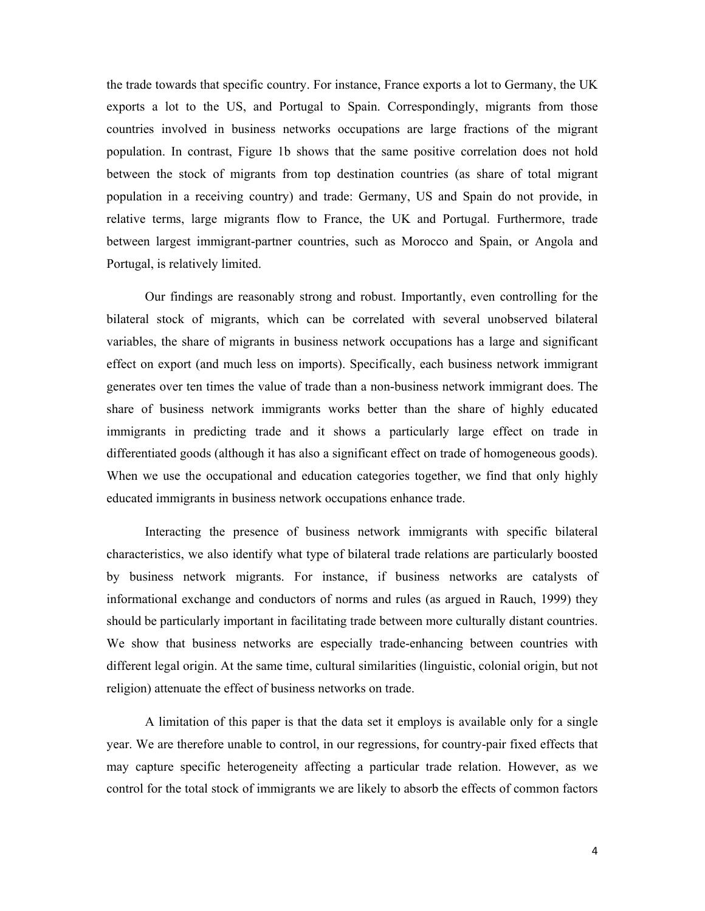the trade towards that specific country. For instance, France exports a lot to Germany, the UK exports a lot to the US, and Portugal to Spain. Correspondingly, migrants from those countries involved in business networks occupations are large fractions of the migrant population. In contrast, Figure 1b shows that the same positive correlation does not hold between the stock of migrants from top destination countries (as share of total migrant population in a receiving country) and trade: Germany, US and Spain do not provide, in relative terms, large migrants flow to France, the UK and Portugal. Furthermore, trade between largest immigrant-partner countries, such as Morocco and Spain, or Angola and Portugal, is relatively limited.

Our findings are reasonably strong and robust. Importantly, even controlling for the bilateral stock of migrants, which can be correlated with several unobserved bilateral variables, the share of migrants in business network occupations has a large and significant effect on export (and much less on imports). Specifically, each business network immigrant generates over ten times the value of trade than a non-business network immigrant does. The share of business network immigrants works better than the share of highly educated immigrants in predicting trade and it shows a particularly large effect on trade in differentiated goods (although it has also a significant effect on trade of homogeneous goods). When we use the occupational and education categories together, we find that only highly educated immigrants in business network occupations enhance trade.

Interacting the presence of business network immigrants with specific bilateral characteristics, we also identify what type of bilateral trade relations are particularly boosted by business network migrants. For instance, if business networks are catalysts of informational exchange and conductors of norms and rules (as argued in Rauch, 1999) they should be particularly important in facilitating trade between more culturally distant countries. We show that business networks are especially trade-enhancing between countries with different legal origin. At the same time, cultural similarities (linguistic, colonial origin, but not religion) attenuate the effect of business networks on trade.

A limitation of this paper is that the data set it employs is available only for a single year. We are therefore unable to control, in our regressions, for country-pair fixed effects that may capture specific heterogeneity affecting a particular trade relation. However, as we control for the total stock of immigrants we are likely to absorb the effects of common factors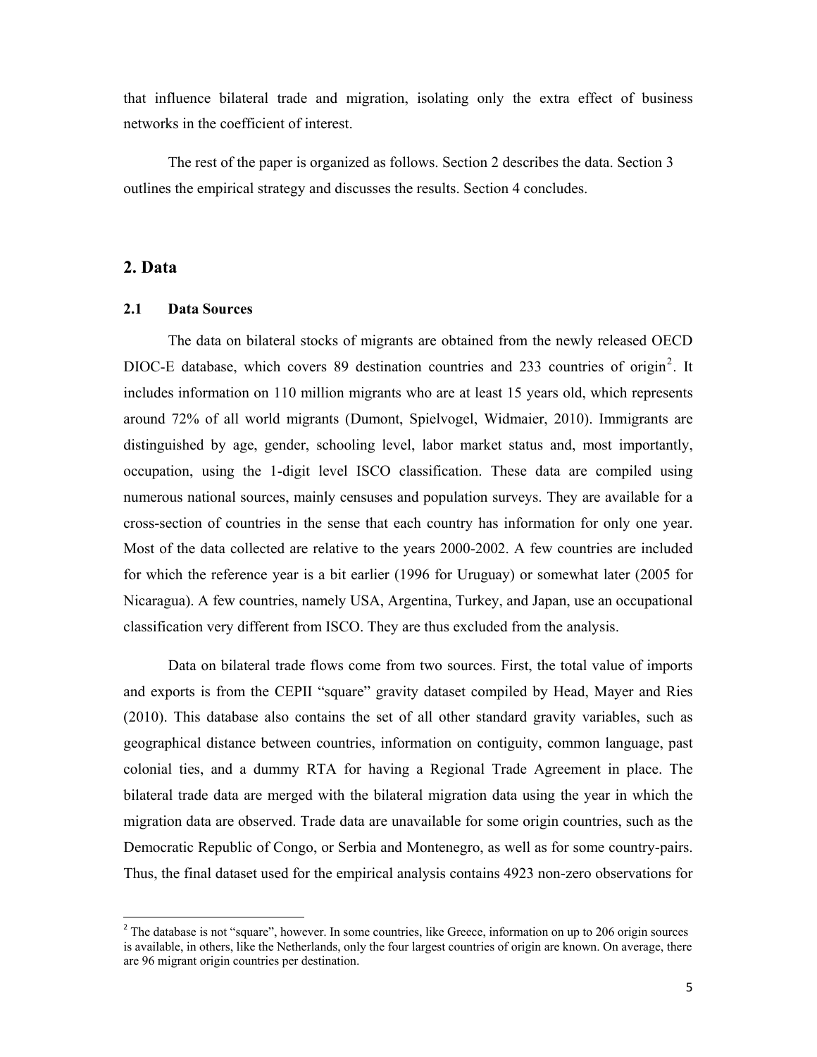that influence bilateral trade and migration, isolating only the extra effect of business networks in the coefficient of interest.

The rest of the paper is organized as follows. Section 2 describes the data. Section 3 outlines the empirical strategy and discusses the results. Section 4 concludes.

## 2. Data

### 2.1 Data Sources

The data on bilateral stocks of migrants are obtained from the newly released OECD DIOC-E database, which covers 89 destination countries and 233 countries of origin[2]. It includes information on 110 million migrants who are at least 15 years old, which represents around 72% of all world migrants (Dumont, Spielvogel, Widmaier, 2010). Immigrants are distinguished by age, gender, schooling level, labor market status and, most importantly, occupation, using the 1-digit level ISCO classification. These data are compiled using numerous national sources, mainly censuses and population surveys. They are available for a cross-section of countries in the sense that each country has information for only one year. Most of the data collected are relative to the years 2000-2002. A few countries are included for which the reference year is a bit earlier (1996 for Uruguay) or somewhat later (2005 for Nicaragua). A few countries, namely USA, Argentina, Turkey, and Japan, use an occupational classification very different from ISCO. They are thus excluded from the analysis.

Data on bilateral trade flows come from two sources. First, the total value of imports and exports is from the CEPII "square" gravity dataset compiled by Head, Mayer and Ries (2010). This database also contains the set of all other standard gravity variables, such as geographical distance between countries, information on contiguity, common language, past colonial ties, and a dummy RTA for having a Regional Trade Agreement in place. The bilateral trade data are merged with the bilateral migration data using the year in which the migration data are observed. Trade data are unavailable for some origin countries, such as the Democratic Republic of Congo, or Serbia and Montenegro, as well as for some country-pairs. Thus, the final dataset used for the empirical analysis contains 4923 non-zero observations for

[2] The database is not "square", however. In some countries, like Greece, information on up to 206 origin sources is available, in others, like the Netherlands, only the four largest countries of origin are known. On average, there are 96 migrant origin countries per destination.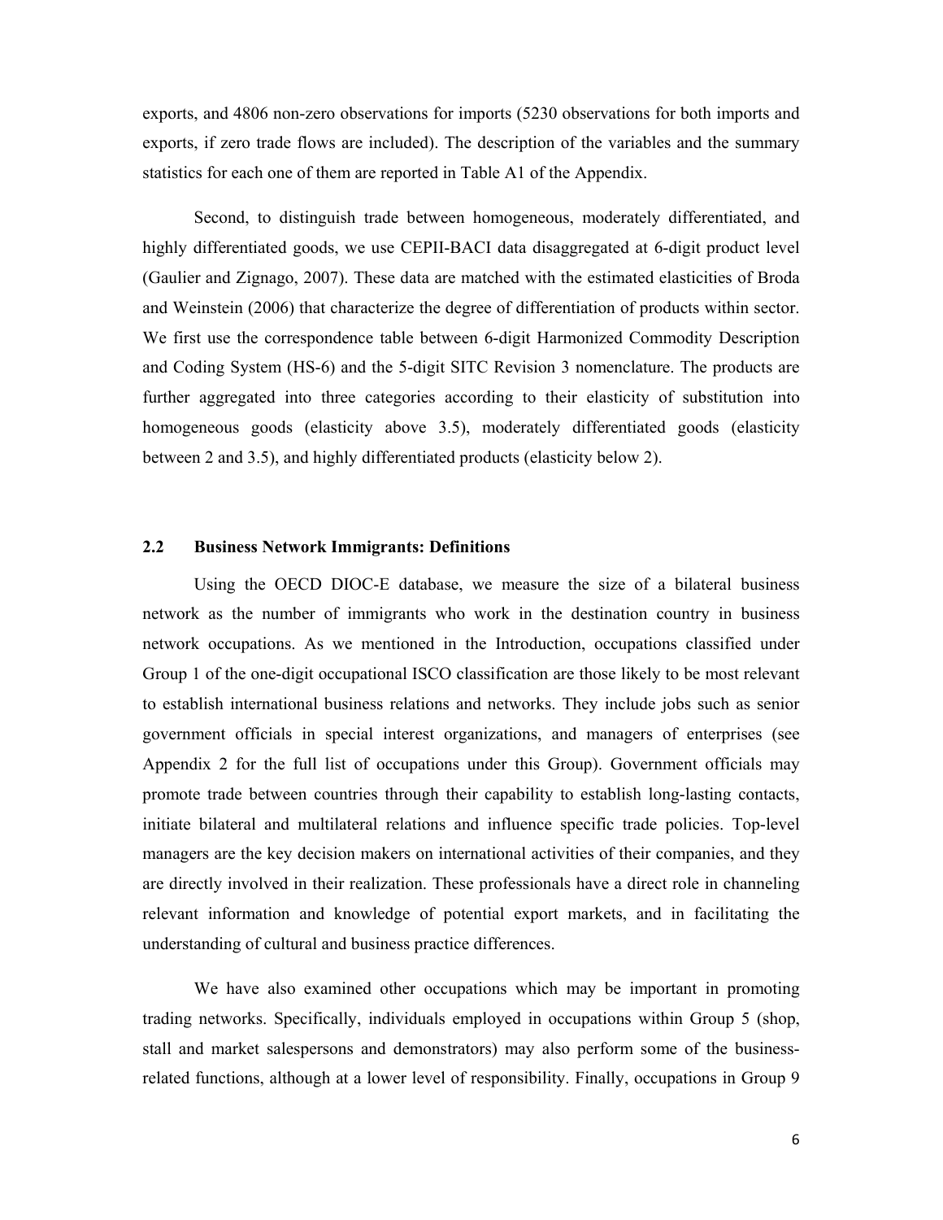exports, and 4806 non-zero observations for imports (5230 observations for both imports and exports, if zero trade flows are included). The description of the variables and the summary statistics for each one of them are reported in Table A1 of the Appendix.

Second, to distinguish trade between homogeneous, moderately differentiated, and highly differentiated goods, we use CEPII-BACI data disaggregated at 6-digit product level (Gaulier and Zignago, 2007). These data are matched with the estimated elasticities of Broda and Weinstein (2006) that characterize the degree of differentiation of products within sector. We first use the correspondence table between 6-digit Harmonized Commodity Description and Coding System (HS-6) and the 5-digit SITC Revision 3 nomenclature. The products are further aggregated into three categories according to their elasticity of substitution into homogeneous goods (elasticity above 3.5), moderately differentiated goods (elasticity between 2 and 3.5), and highly differentiated products (elasticity below 2).

## 2.2 Business Network Immigrants: Definitions

Using the OECD DIOC-E database, we measure the size of a bilateral business network as the number of immigrants who work in the destination country in business network occupations. As we mentioned in the Introduction, occupations classified under Group 1 of the one-digit occupational ISCO classification are those likely to be most relevant to establish international business relations and networks. They include jobs such as senior government officials in special interest organizations, and managers of enterprises (see Appendix 2 for the full list of occupations under this Group). Government officials may promote trade between countries through their capability to establish long-lasting contacts, initiate bilateral and multilateral relations and influence specific trade policies. Top-level managers are the key decision makers on international activities of their companies, and they are directly involved in their realization. These professionals have a direct role in channeling relevant information and knowledge of potential export markets, and in facilitating the understanding of cultural and business practice differences.

We have also examined other occupations which may be important in promoting trading networks. Specifically, individuals employed in occupations within Group 5 (shop, stall and market salespersons and demonstrators) may also perform some of the business-related functions, although at a lower level of responsibility. Finally, occupations in Group 9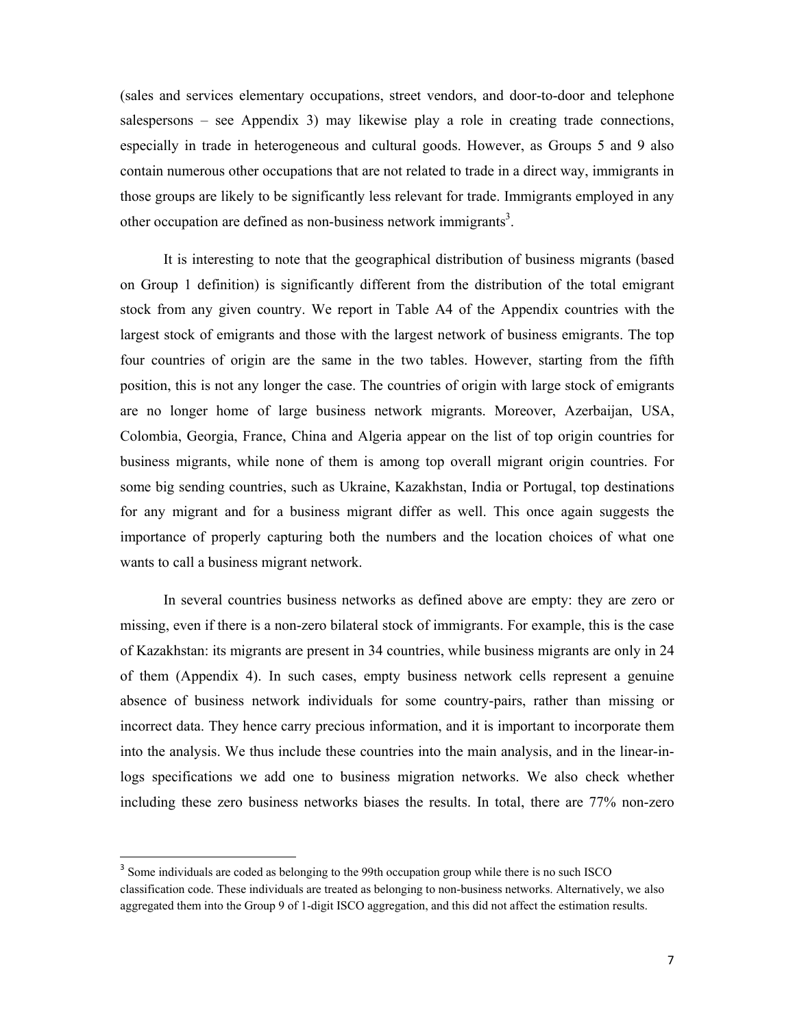(sales and services elementary occupations, street vendors, and door-to-door and telephone salespersons – see Appendix 3) may likewise play a role in creating trade connections, especially in trade in heterogeneous and cultural goods. However, as Groups 5 and 9 also contain numerous other occupations that are not related to trade in a direct way, immigrants in those groups are likely to be significantly less relevant for trade. Immigrants employed in any other occupation are defined as non-business network immigrants[3].

It is interesting to note that the geographical distribution of business migrants (based on Group 1 definition) is significantly different from the distribution of the total emigrant stock from any given country. We report in Table A4 of the Appendix countries with the largest stock of emigrants and those with the largest network of business emigrants. The top four countries of origin are the same in the two tables. However, starting from the fifth position, this is not any longer the case. The countries of origin with large stock of emigrants are no longer home of large business network migrants. Moreover, Azerbaijan, USA, Colombia, Georgia, France, China and Algeria appear on the list of top origin countries for business migrants, while none of them is among top overall migrant origin countries. For some big sending countries, such as Ukraine, Kazakhstan, India or Portugal, top destinations for any migrant and for a business migrant differ as well. This once again suggests the importance of properly capturing both the numbers and the location choices of what one wants to call a business migrant network.

In several countries business networks as defined above are empty: they are zero or missing, even if there is a non-zero bilateral stock of immigrants. For example, this is the case of Kazakhstan: its migrants are present in 34 countries, while business migrants are only in 24 of them (Appendix 4). In such cases, empty business network cells represent a genuine absence of business network individuals for some country-pairs, rather than missing or incorrect data. They hence carry precious information, and it is important to incorporate them into the analysis. We thus include these countries into the main analysis, and in the linear-in-logs specifications we add one to business migration networks. We also check whether including these zero business networks biases the results. In total, there are 77% non-zero

[3] Some individuals are coded as belonging to the 99th occupation group while there is no such ISCO classification code. These individuals are treated as belonging to non-business networks. Alternatively, we also aggregated them into the Group 9 of 1-digit ISCO aggregation, and this did not affect the estimation results.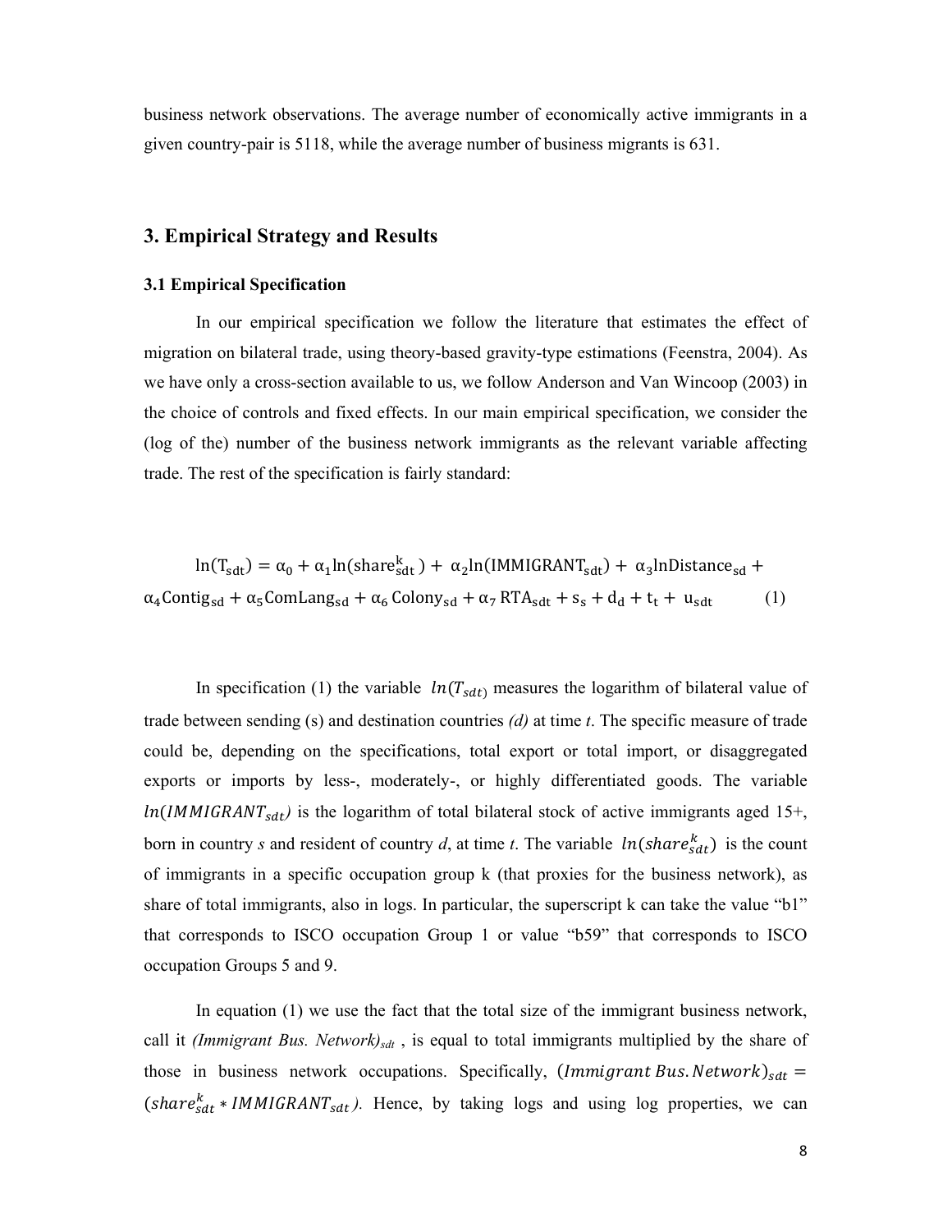business network observations. The average number of economically active immigrants in a given country-pair is 5118, while the average number of business migrants is 631.

## 3. Empirical Strategy and Results

### 3.1 Empirical Specification

In our empirical specification we follow the literature that estimates the effect of migration on bilateral trade, using theory-based gravity-type estimations (Feenstra, 2004). As we have only a cross-section available to us, we follow Anderson and Van Wincoop (2003) in the choice of controls and fixed effects. In our main empirical specification, we consider the (log of the) number of the business network immigrants as the relevant variable affecting trade. The rest of the specification is fairly standard:

$$\ln(\mathrm{T_{sdt}}) = \alpha_0 + \alpha_1 \ln(\mathrm{share^{k}_{sdt}}) + \alpha_2 \ln(\mathrm{IMMIGRANT_{sdt}}) + \alpha_3 \ln\mathrm{Distance_{sd}} + \alpha_4 \mathrm{Contig_{sd}} + \alpha_5 \mathrm{ComLang_{sd}} + \alpha_6\, \mathrm{Colony_{sd}} + \alpha_7\, \mathrm{RTA_{sdt}} + \mathrm{s_s} + \mathrm{d_d} + \mathrm{t_t} + \mathrm{u_{sdt}} \qquad (1)$$

In specification (1) the variable $ln(T_{sdt})$ measures the logarithm of bilateral value of trade between sending (s) and destination countries *(d)* at time *t*. The specific measure of trade could be, depending on the specifications, total export or total import, or disaggregated exports or imports by less-, moderately-, or highly differentiated goods. The variable $ln(IMMIGRANT_{sdt})$ is the logarithm of total bilateral stock of active immigrants aged 15+, born in country *s* and resident of country *d*, at time *t*. The variable $ln(share^{k}_{sdt})$ is the count of immigrants in a specific occupation group k (that proxies for the business network), as share of total immigrants, also in logs. In particular, the superscript k can take the value "b1" that corresponds to ISCO occupation Group 1 or value "b59" that corresponds to ISCO occupation Groups 5 and 9.

In equation (1) we use the fact that the total size of the immigrant business network, call it *(Immigrant Bus. Network)$_{sdt}$* , is equal to total immigrants multiplied by the share of those in business network occupations. Specifically, $(Immigrant\ Bus.Network)_{sdt} = (share^{k}_{sdt} * IMMIGRANT_{sdt})$. Hence, by taking logs and using log properties, we can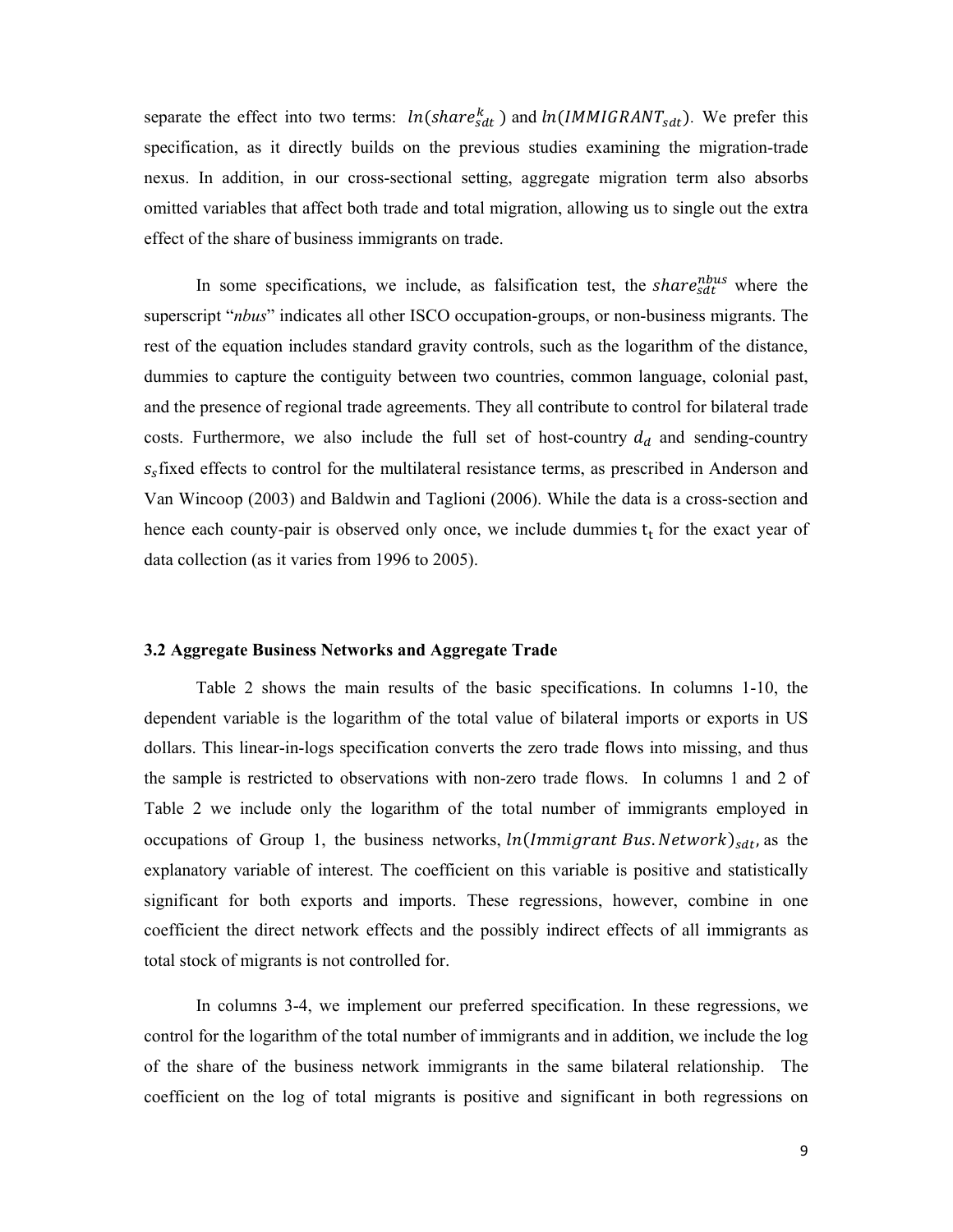separate the effect into two terms: $ln(share_{sdt}^{k})$ and $ln(IMMIGRANT_{sdt})$. We prefer this specification, as it directly builds on the previous studies examining the migration-trade nexus. In addition, in our cross-sectional setting, aggregate migration term also absorbs omitted variables that affect both trade and total migration, allowing us to single out the extra effect of the share of business immigrants on trade.

In some specifications, we include, as falsification test, the $share_{sdt}^{nbus}$ where the superscript "*nbus*" indicates all other ISCO occupation-groups, or non-business migrants. The rest of the equation includes standard gravity controls, such as the logarithm of the distance, dummies to capture the contiguity between two countries, common language, colonial past, and the presence of regional trade agreements. They all contribute to control for bilateral trade costs. Furthermore, we also include the full set of host-country $d_d$ and sending-country $s_s$ fixed effects to control for the multilateral resistance terms, as prescribed in Anderson and Van Wincoop (2003) and Baldwin and Taglioni (2006). While the data is a cross-section and hence each county-pair is observed only once, we include dummies $t_t$ for the exact year of data collection (as it varies from 1996 to 2005).

### 3.2 Aggregate Business Networks and Aggregate Trade

Table 2 shows the main results of the basic specifications. In columns 1-10, the dependent variable is the logarithm of the total value of bilateral imports or exports in US dollars. This linear-in-logs specification converts the zero trade flows into missing, and thus the sample is restricted to observations with non-zero trade flows. In columns 1 and 2 of Table 2 we include only the logarithm of the total number of immigrants employed in occupations of Group 1, the business networks, $ln(Immigrant\ Bus.Network)_{sdt}$, as the explanatory variable of interest. The coefficient on this variable is positive and statistically significant for both exports and imports. These regressions, however, combine in one coefficient the direct network effects and the possibly indirect effects of all immigrants as total stock of migrants is not controlled for.

In columns 3-4, we implement our preferred specification. In these regressions, we control for the logarithm of the total number of immigrants and in addition, we include the log of the share of the business network immigrants in the same bilateral relationship. The coefficient on the log of total migrants is positive and significant in both regressions on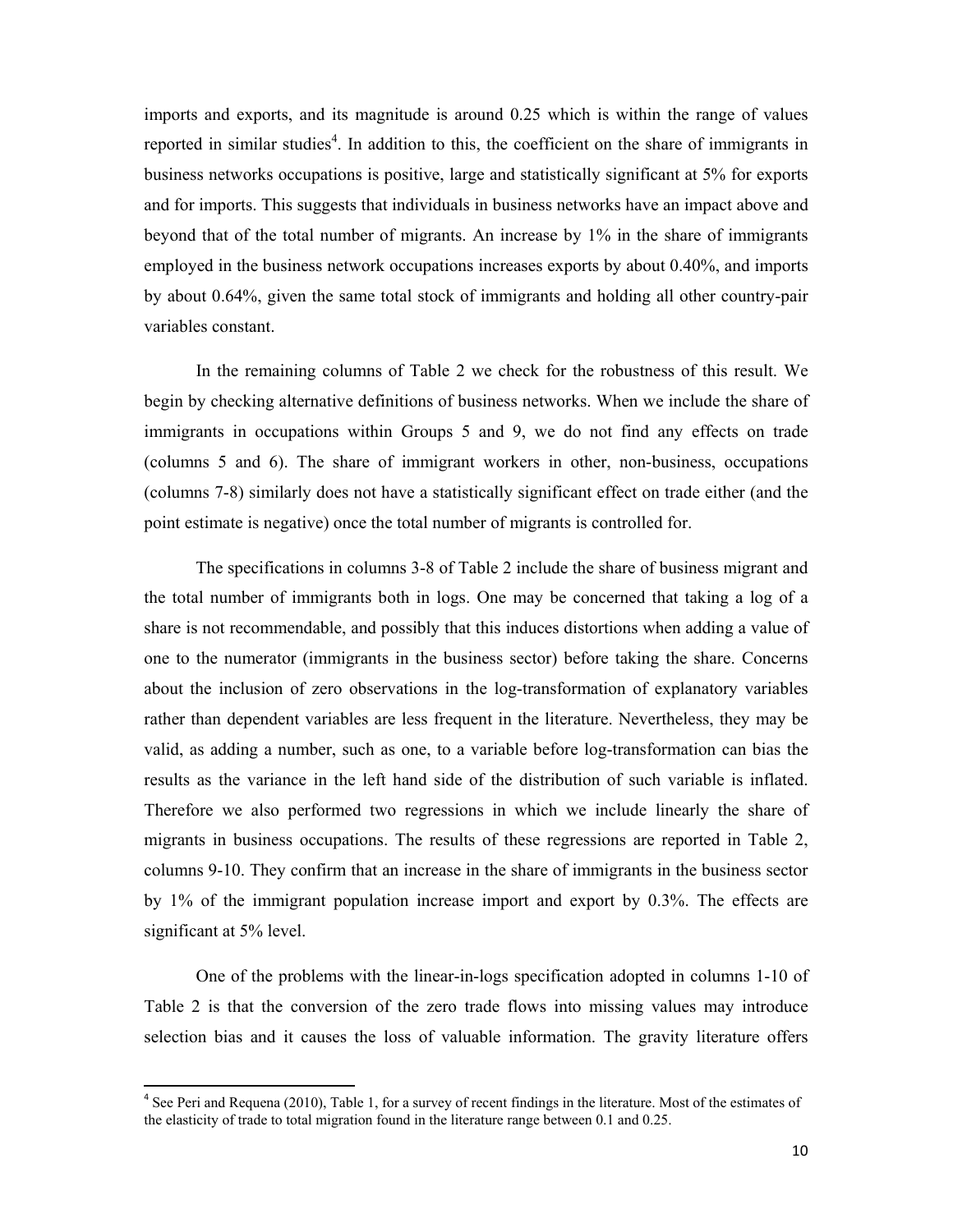imports and exports, and its magnitude is around 0.25 which is within the range of values reported in similar studies[4]. In addition to this, the coefficient on the share of immigrants in business networks occupations is positive, large and statistically significant at 5% for exports and for imports. This suggests that individuals in business networks have an impact above and beyond that of the total number of migrants. An increase by 1% in the share of immigrants employed in the business network occupations increases exports by about 0.40%, and imports by about 0.64%, given the same total stock of immigrants and holding all other country-pair variables constant.

In the remaining columns of Table 2 we check for the robustness of this result. We begin by checking alternative definitions of business networks. When we include the share of immigrants in occupations within Groups 5 and 9, we do not find any effects on trade (columns 5 and 6). The share of immigrant workers in other, non-business, occupations (columns 7-8) similarly does not have a statistically significant effect on trade either (and the point estimate is negative) once the total number of migrants is controlled for.

The specifications in columns 3-8 of Table 2 include the share of business migrant and the total number of immigrants both in logs. One may be concerned that taking a log of a share is not recommendable, and possibly that this induces distortions when adding a value of one to the numerator (immigrants in the business sector) before taking the share. Concerns about the inclusion of zero observations in the log-transformation of explanatory variables rather than dependent variables are less frequent in the literature. Nevertheless, they may be valid, as adding a number, such as one, to a variable before log-transformation can bias the results as the variance in the left hand side of the distribution of such variable is inflated. Therefore we also performed two regressions in which we include linearly the share of migrants in business occupations. The results of these regressions are reported in Table 2, columns 9-10. They confirm that an increase in the share of immigrants in the business sector by 1% of the immigrant population increase import and export by 0.3%. The effects are significant at 5% level.

One of the problems with the linear-in-logs specification adopted in columns 1-10 of Table 2 is that the conversion of the zero trade flows into missing values may introduce selection bias and it causes the loss of valuable information. The gravity literature offers

[4] See Peri and Requena (2010), Table 1, for a survey of recent findings in the literature. Most of the estimates of the elasticity of trade to total migration found in the literature range between 0.1 and 0.25.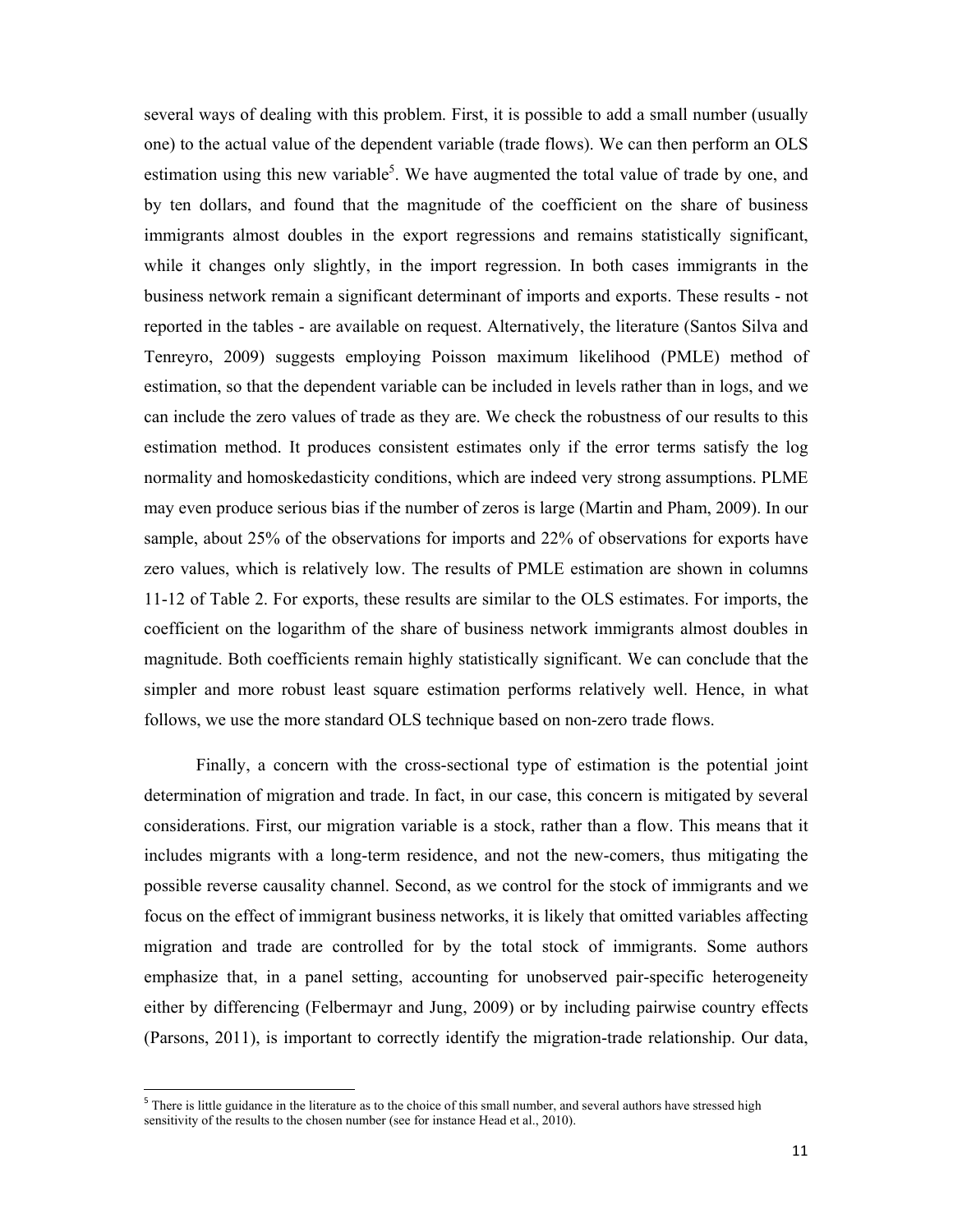several ways of dealing with this problem. First, it is possible to add a small number (usually one) to the actual value of the dependent variable (trade flows). We can then perform an OLS estimation using this new variable[5]. We have augmented the total value of trade by one, and by ten dollars, and found that the magnitude of the coefficient on the share of business immigrants almost doubles in the export regressions and remains statistically significant, while it changes only slightly, in the import regression. In both cases immigrants in the business network remain a significant determinant of imports and exports. These results - not reported in the tables - are available on request. Alternatively, the literature (Santos Silva and Tenreyro, 2009) suggests employing Poisson maximum likelihood (PMLE) method of estimation, so that the dependent variable can be included in levels rather than in logs, and we can include the zero values of trade as they are. We check the robustness of our results to this estimation method. It produces consistent estimates only if the error terms satisfy the log normality and homoskedasticity conditions, which are indeed very strong assumptions. PLME may even produce serious bias if the number of zeros is large (Martin and Pham, 2009). In our sample, about 25% of the observations for imports and 22% of observations for exports have zero values, which is relatively low. The results of PMLE estimation are shown in columns 11-12 of Table 2. For exports, these results are similar to the OLS estimates. For imports, the coefficient on the logarithm of the share of business network immigrants almost doubles in magnitude. Both coefficients remain highly statistically significant. We can conclude that the simpler and more robust least square estimation performs relatively well. Hence, in what follows, we use the more standard OLS technique based on non-zero trade flows.

Finally, a concern with the cross-sectional type of estimation is the potential joint determination of migration and trade. In fact, in our case, this concern is mitigated by several considerations. First, our migration variable is a stock, rather than a flow. This means that it includes migrants with a long-term residence, and not the new-comers, thus mitigating the possible reverse causality channel. Second, as we control for the stock of immigrants and we focus on the effect of immigrant business networks, it is likely that omitted variables affecting migration and trade are controlled for by the total stock of immigrants. Some authors emphasize that, in a panel setting, accounting for unobserved pair-specific heterogeneity either by differencing (Felbermayr and Jung, 2009) or by including pairwise country effects (Parsons, 2011), is important to correctly identify the migration-trade relationship. Our data,

[5] There is little guidance in the literature as to the choice of this small number, and several authors have stressed high sensitivity of the results to the chosen number (see for instance Head et al., 2010).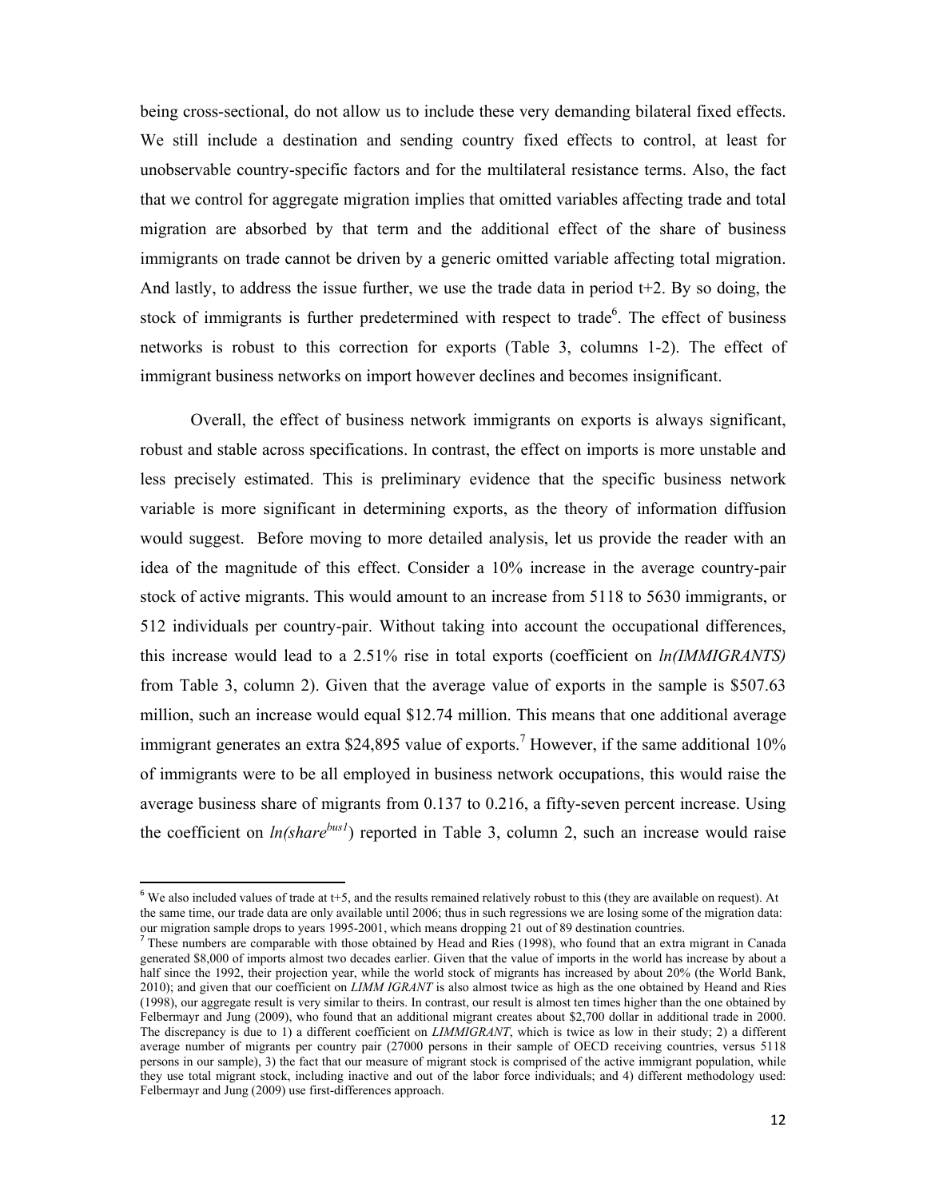being cross-sectional, do not allow us to include these very demanding bilateral fixed effects. We still include a destination and sending country fixed effects to control, at least for unobservable country-specific factors and for the multilateral resistance terms. Also, the fact that we control for aggregate migration implies that omitted variables affecting trade and total migration are absorbed by that term and the additional effect of the share of business immigrants on trade cannot be driven by a generic omitted variable affecting total migration. And lastly, to address the issue further, we use the trade data in period t+2. By so doing, the stock of immigrants is further predetermined with respect to trade[6]. The effect of business networks is robust to this correction for exports (Table 3, columns 1-2). The effect of immigrant business networks on import however declines and becomes insignificant.

Overall, the effect of business network immigrants on exports is always significant, robust and stable across specifications. In contrast, the effect on imports is more unstable and less precisely estimated. This is preliminary evidence that the specific business network variable is more significant in determining exports, as the theory of information diffusion would suggest. Before moving to more detailed analysis, let us provide the reader with an idea of the magnitude of this effect. Consider a 10% increase in the average country-pair stock of active migrants. This would amount to an increase from 5118 to 5630 immigrants, or 512 individuals per country-pair. Without taking into account the occupational differences, this increase would lead to a 2.51% rise in total exports (coefficient on *ln(IMMIGRANTS)* from Table 3, column 2). Given that the average value of exports in the sample is \$507.63 million, such an increase would equal \$12.74 million. This means that one additional average immigrant generates an extra \$24,895 value of exports.[7] However, if the same additional 10% of immigrants were to be all employed in business network occupations, this would raise the average business share of migrants from 0.137 to 0.216, a fifty-seven percent increase. Using the coefficient on $ln(share^{bus1})$ reported in Table 3, column 2, such an increase would raise

[6] We also included values of trade at t+5, and the results remained relatively robust to this (they are available on request). At the same time, our trade data are only available until 2006; thus in such regressions we are losing some of the migration data: our migration sample drops to years 1995-2001, which means dropping 21 out of 89 destination countries.

[7] These numbers are comparable with those obtained by Head and Ries (1998), who found that an extra migrant in Canada generated \$8,000 of imports almost two decades earlier. Given that the value of imports in the world has increase by about a half since the 1992, their projection year, while the world stock of migrants has increased by about 20% (the World Bank, 2010); and given that our coefficient on *LIMM IGRANT* is also almost twice as high as the one obtained by Heand and Ries (1998), our aggregate result is very similar to theirs. In contrast, our result is almost ten times higher than the one obtained by Felbermayr and Jung (2009), who found that an additional migrant creates about \$2,700 dollar in additional trade in 2000. The discrepancy is due to 1) a different coefficient on *LIMMIGRANT*, which is twice as low in their study; 2) a different average number of migrants per country pair (27000 persons in their sample of OECD receiving countries, versus 5118 persons in our sample), 3) the fact that our measure of migrant stock is comprised of the active immigrant population, while they use total migrant stock, including inactive and out of the labor force individuals; and 4) different methodology used: Felbermayr and Jung (2009) use first-differences approach.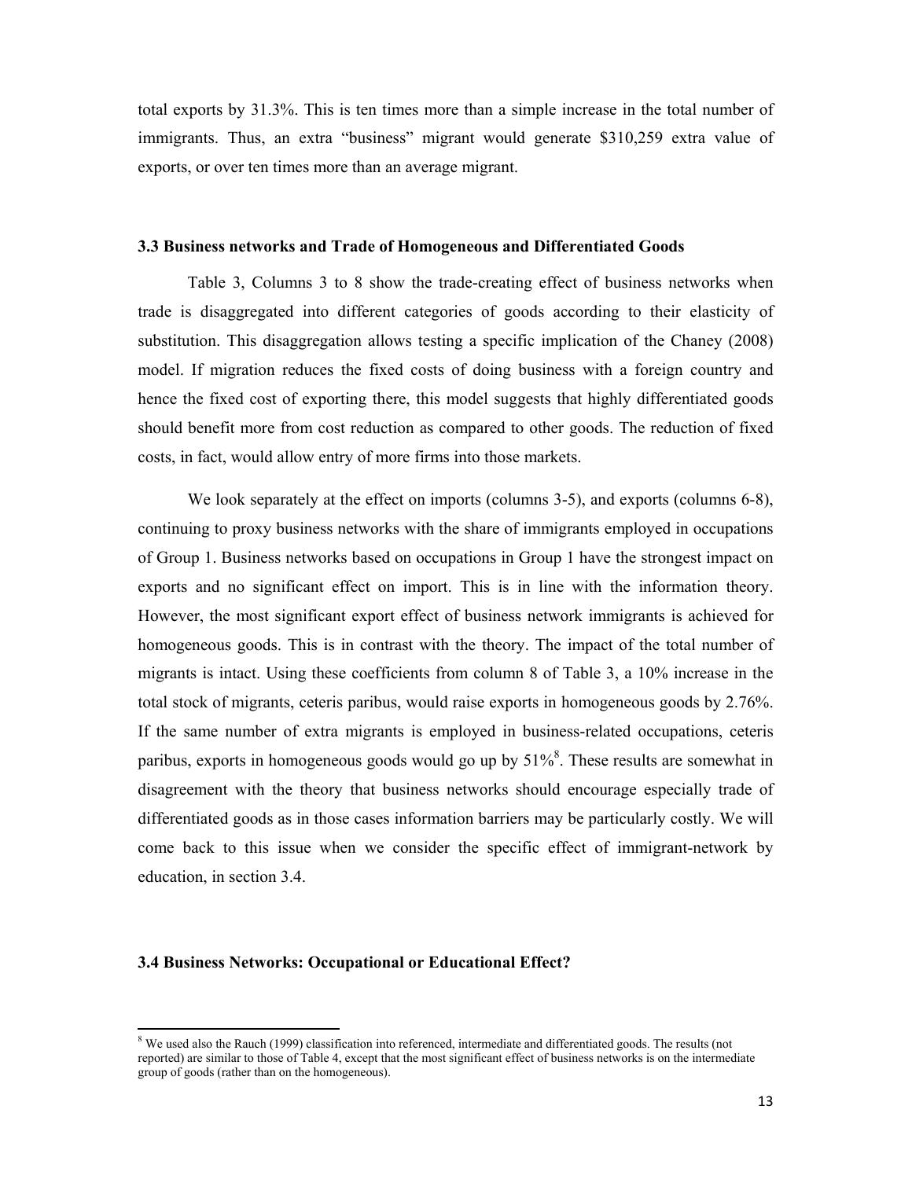total exports by 31.3%. This is ten times more than a simple increase in the total number of immigrants. Thus, an extra "business" migrant would generate \$310,259 extra value of exports, or over ten times more than an average migrant.

### 3.3 Business networks and Trade of Homogeneous and Differentiated Goods

Table 3, Columns 3 to 8 show the trade-creating effect of business networks when trade is disaggregated into different categories of goods according to their elasticity of substitution. This disaggregation allows testing a specific implication of the Chaney (2008) model. If migration reduces the fixed costs of doing business with a foreign country and hence the fixed cost of exporting there, this model suggests that highly differentiated goods should benefit more from cost reduction as compared to other goods. The reduction of fixed costs, in fact, would allow entry of more firms into those markets.

We look separately at the effect on imports (columns 3-5), and exports (columns 6-8), continuing to proxy business networks with the share of immigrants employed in occupations of Group 1. Business networks based on occupations in Group 1 have the strongest impact on exports and no significant effect on import. This is in line with the information theory. However, the most significant export effect of business network immigrants is achieved for homogeneous goods. This is in contrast with the theory. The impact of the total number of migrants is intact. Using these coefficients from column 8 of Table 3, a 10% increase in the total stock of migrants, ceteris paribus, would raise exports in homogeneous goods by 2.76%. If the same number of extra migrants is employed in business-related occupations, ceteris paribus, exports in homogeneous goods would go up by 51%[8]. These results are somewhat in disagreement with the theory that business networks should encourage especially trade of differentiated goods as in those cases information barriers may be particularly costly. We will come back to this issue when we consider the specific effect of immigrant-network by education, in section 3.4.

### 3.4 Business Networks: Occupational or Educational Effect?

[8] We used also the Rauch (1999) classification into referenced, intermediate and differentiated goods. The results (not reported) are similar to those of Table 4, except that the most significant effect of business networks is on the intermediate group of goods (rather than on the homogeneous).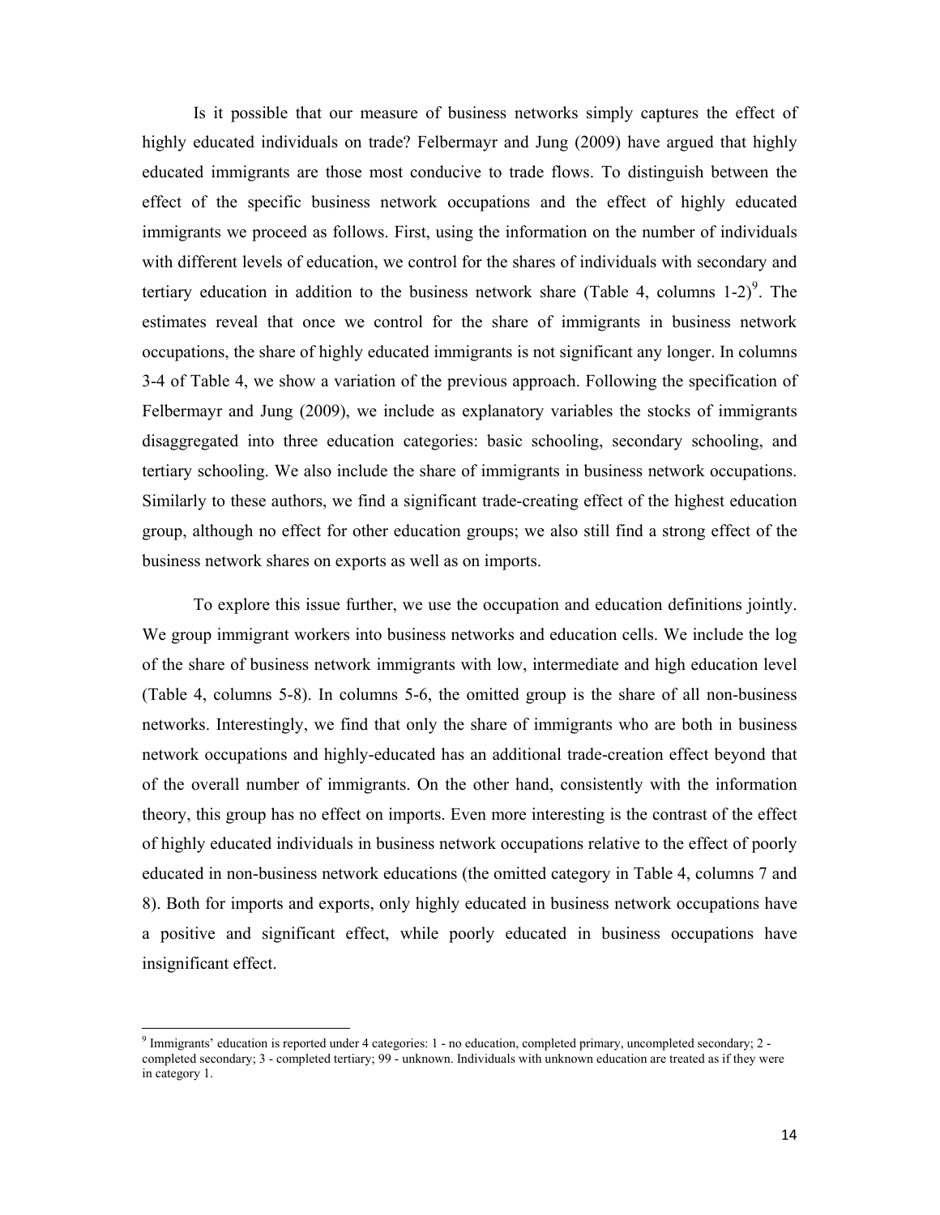Is it possible that our measure of business networks simply captures the effect of highly educated individuals on trade? Felbermayr and Jung (2009) have argued that highly educated immigrants are those most conducive to trade flows. To distinguish between the effect of the specific business network occupations and the effect of highly educated immigrants we proceed as follows. First, using the information on the number of individuals with different levels of education, we control for the shares of individuals with secondary and tertiary education in addition to the business network share (Table 4, columns 1-2)[9]. The estimates reveal that once we control for the share of immigrants in business network occupations, the share of highly educated immigrants is not significant any longer. In columns 3-4 of Table 4, we show a variation of the previous approach. Following the specification of Felbermayr and Jung (2009), we include as explanatory variables the stocks of immigrants disaggregated into three education categories: basic schooling, secondary schooling, and tertiary schooling. We also include the share of immigrants in business network occupations. Similarly to these authors, we find a significant trade-creating effect of the highest education group, although no effect for other education groups; we also still find a strong effect of the business network shares on exports as well as on imports.

To explore this issue further, we use the occupation and education definitions jointly. We group immigrant workers into business networks and education cells. We include the log of the share of business network immigrants with low, intermediate and high education level (Table 4, columns 5-8). In columns 5-6, the omitted group is the share of all non-business networks. Interestingly, we find that only the share of immigrants who are both in business network occupations and highly-educated has an additional trade-creation effect beyond that of the overall number of immigrants. On the other hand, consistently with the information theory, this group has no effect on imports. Even more interesting is the contrast of the effect of highly educated individuals in business network occupations relative to the effect of poorly educated in non-business network educations (the omitted category in Table 4, columns 7 and 8). Both for imports and exports, only highly educated in business network occupations have a positive and significant effect, while poorly educated in business occupations have insignificant effect.

[9] Immigrants' education is reported under 4 categories: 1 - no education, completed primary, uncompleted secondary; 2 - completed secondary; 3 - completed tertiary; 99 - unknown. Individuals with unknown education are treated as if they were in category 1.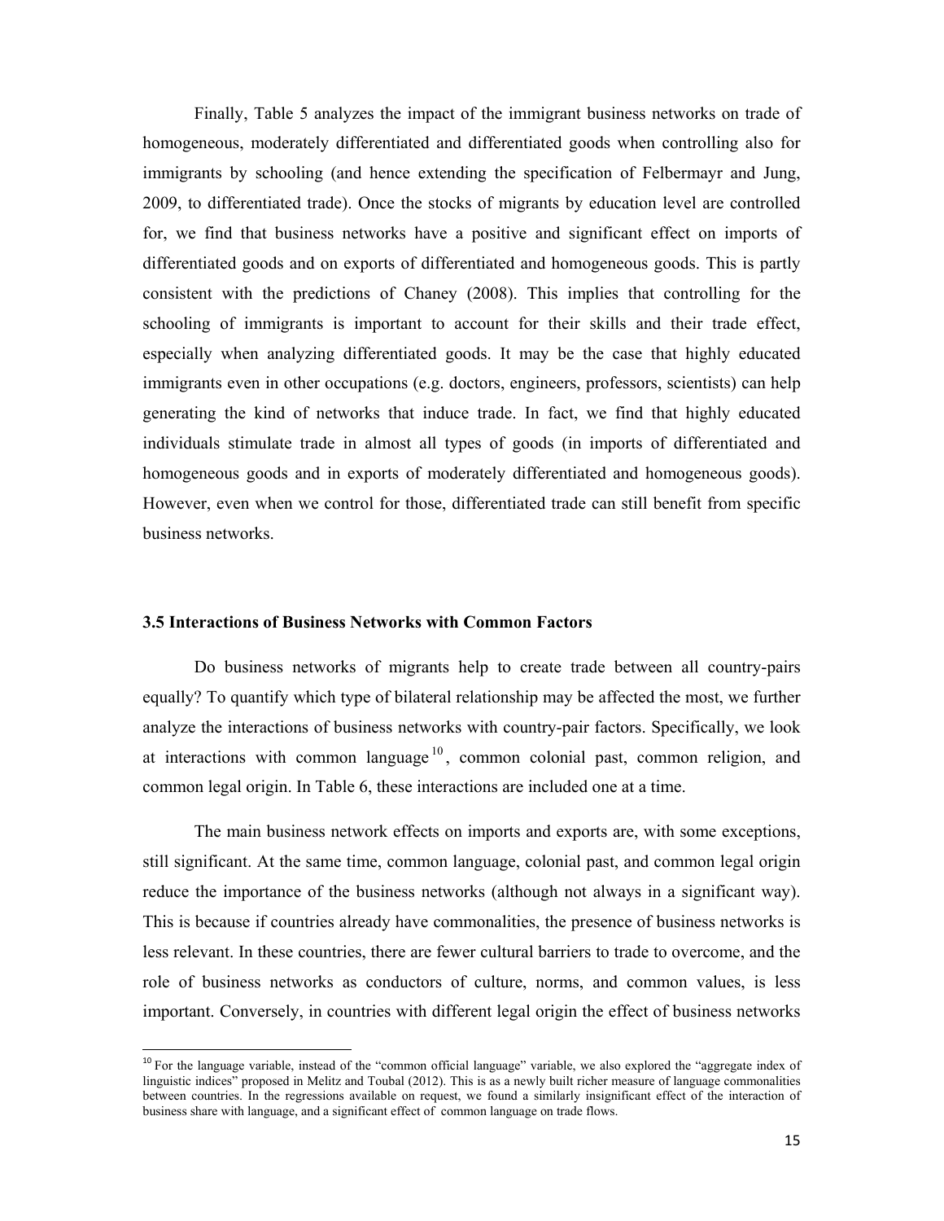Finally, Table 5 analyzes the impact of the immigrant business networks on trade of homogeneous, moderately differentiated and differentiated goods when controlling also for immigrants by schooling (and hence extending the specification of Felbermayr and Jung, 2009, to differentiated trade). Once the stocks of migrants by education level are controlled for, we find that business networks have a positive and significant effect on imports of differentiated goods and on exports of differentiated and homogeneous goods. This is partly consistent with the predictions of Chaney (2008). This implies that controlling for the schooling of immigrants is important to account for their skills and their trade effect, especially when analyzing differentiated goods. It may be the case that highly educated immigrants even in other occupations (e.g. doctors, engineers, professors, scientists) can help generating the kind of networks that induce trade. In fact, we find that highly educated individuals stimulate trade in almost all types of goods (in imports of differentiated and homogeneous goods and in exports of moderately differentiated and homogeneous goods). However, even when we control for those, differentiated trade can still benefit from specific business networks.

### 3.5 Interactions of Business Networks with Common Factors

Do business networks of migrants help to create trade between all country-pairs equally? To quantify which type of bilateral relationship may be affected the most, we further analyze the interactions of business networks with country-pair factors. Specifically, we look at interactions with common language [10], common colonial past, common religion, and common legal origin. In Table 6, these interactions are included one at a time.

The main business network effects on imports and exports are, with some exceptions, still significant. At the same time, common language, colonial past, and common legal origin reduce the importance of the business networks (although not always in a significant way). This is because if countries already have commonalities, the presence of business networks is less relevant. In these countries, there are fewer cultural barriers to trade to overcome, and the role of business networks as conductors of culture, norms, and common values, is less important. Conversely, in countries with different legal origin the effect of business networks

---

[10] For the language variable, instead of the "common official language" variable, we also explored the "aggregate index of linguistic indices" proposed in Melitz and Toubal (2012). This is as a newly built richer measure of language commonalities between countries. In the regressions available on request, we found a similarly insignificant effect of the interaction of business share with language, and a significant effect of common language on trade flows.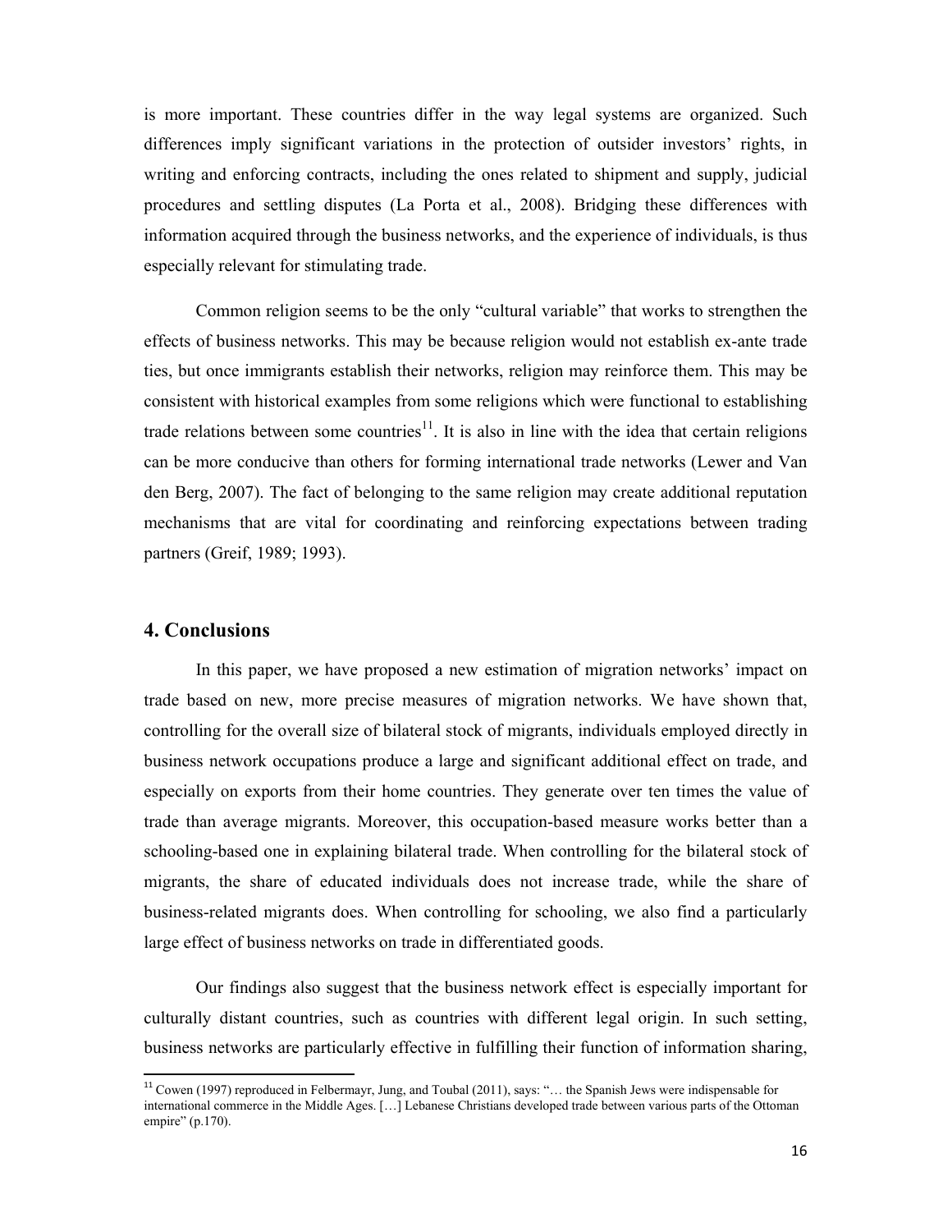is more important. These countries differ in the way legal systems are organized. Such differences imply significant variations in the protection of outsider investors' rights, in writing and enforcing contracts, including the ones related to shipment and supply, judicial procedures and settling disputes (La Porta et al., 2008). Bridging these differences with information acquired through the business networks, and the experience of individuals, is thus especially relevant for stimulating trade.

Common religion seems to be the only "cultural variable" that works to strengthen the effects of business networks. This may be because religion would not establish ex-ante trade ties, but once immigrants establish their networks, religion may reinforce them. This may be consistent with historical examples from some religions which were functional to establishing trade relations between some countries[11]. It is also in line with the idea that certain religions can be more conducive than others for forming international trade networks (Lewer and Van den Berg, 2007). The fact of belonging to the same religion may create additional reputation mechanisms that are vital for coordinating and reinforcing expectations between trading partners (Greif, 1989; 1993).

## 4. Conclusions

In this paper, we have proposed a new estimation of migration networks' impact on trade based on new, more precise measures of migration networks. We have shown that, controlling for the overall size of bilateral stock of migrants, individuals employed directly in business network occupations produce a large and significant additional effect on trade, and especially on exports from their home countries. They generate over ten times the value of trade than average migrants. Moreover, this occupation-based measure works better than a schooling-based one in explaining bilateral trade. When controlling for the bilateral stock of migrants, the share of educated individuals does not increase trade, while the share of business-related migrants does. When controlling for schooling, we also find a particularly large effect of business networks on trade in differentiated goods.

Our findings also suggest that the business network effect is especially important for culturally distant countries, such as countries with different legal origin. In such setting, business networks are particularly effective in fulfilling their function of information sharing,

[11] Cowen (1997) reproduced in Felbermayr, Jung, and Toubal (2011), says: "… the Spanish Jews were indispensable for international commerce in the Middle Ages. […] Lebanese Christians developed trade between various parts of the Ottoman empire" (p.170).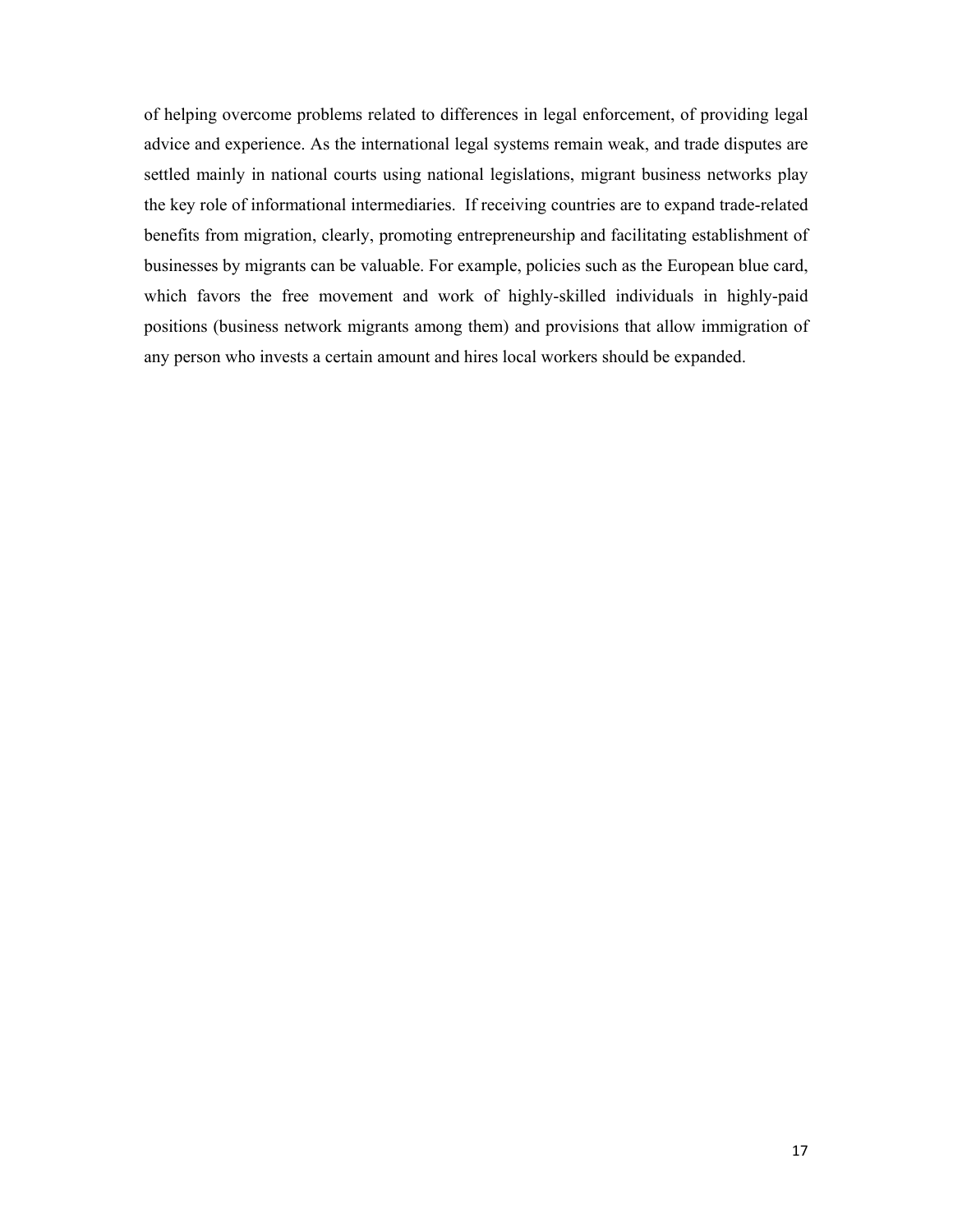of helping overcome problems related to differences in legal enforcement, of providing legal advice and experience. As the international legal systems remain weak, and trade disputes are settled mainly in national courts using national legislations, migrant business networks play the key role of informational intermediaries. If receiving countries are to expand trade-related benefits from migration, clearly, promoting entrepreneurship and facilitating establishment of businesses by migrants can be valuable. For example, policies such as the European blue card, which favors the free movement and work of highly-skilled individuals in highly-paid positions (business network migrants among them) and provisions that allow immigration of any person who invests a certain amount and hires local workers should be expanded.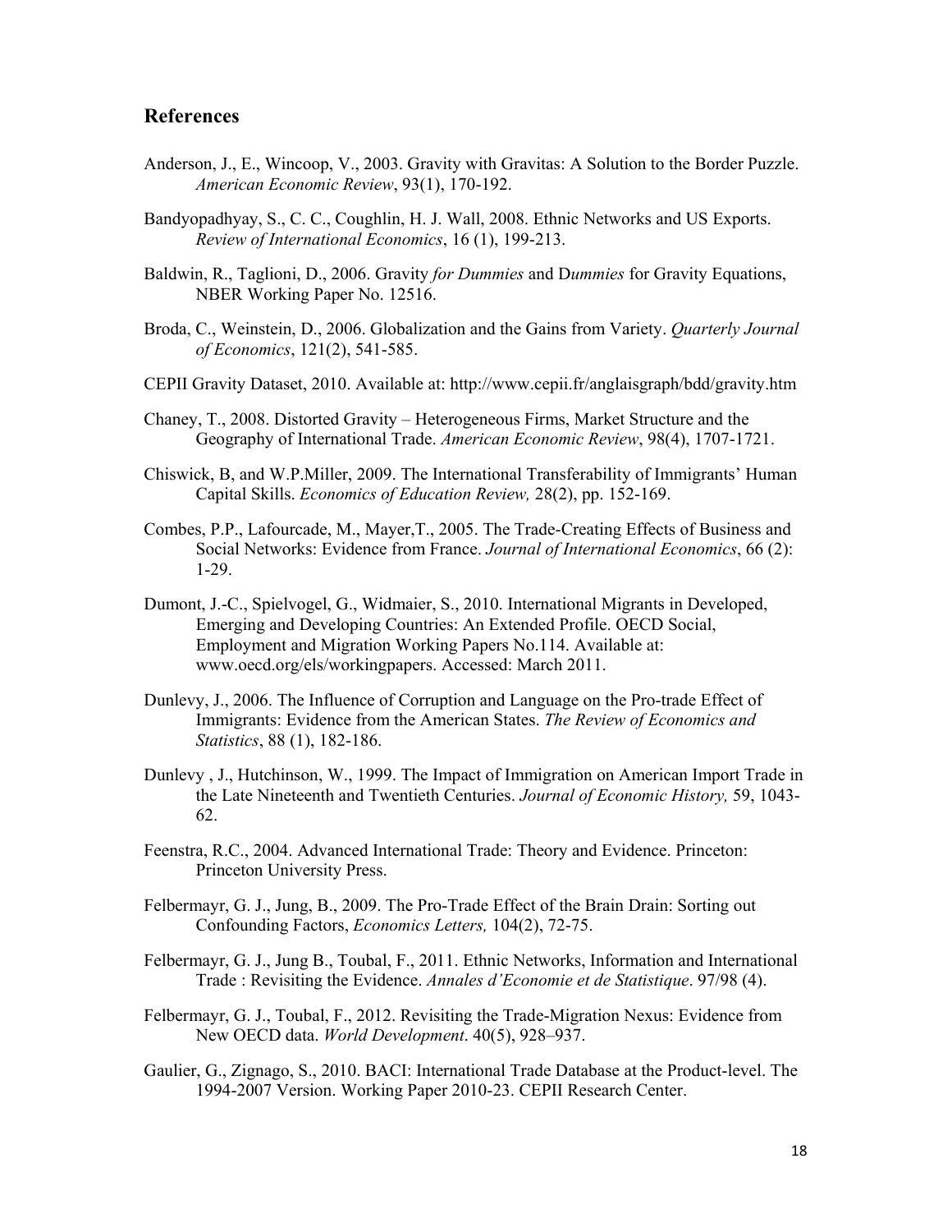## References

Anderson, J., E., Wincoop, V., 2003. Gravity with Gravitas: A Solution to the Border Puzzle. *American Economic Review*, 93(1), 170-192.

Bandyopadhyay, S., C. C., Coughlin, H. J. Wall, 2008. Ethnic Networks and US Exports. *Review of International Economics*, 16 (1), 199-213.

Baldwin, R., Taglioni, D., 2006. Gravity *for Dummies* and D*ummies* for Gravity Equations, NBER Working Paper No. 12516.

Broda, C., Weinstein, D., 2006. Globalization and the Gains from Variety. *Quarterly Journal of Economics*, 121(2), 541-585.

CEPII Gravity Dataset, 2010. Available at: http://www.cepii.fr/anglaisgraph/bdd/gravity.htm

Chaney, T., 2008. Distorted Gravity – Heterogeneous Firms, Market Structure and the Geography of International Trade. *American Economic Review*, 98(4), 1707-1721.

Chiswick, B, and W.P.Miller, 2009. The International Transferability of Immigrants' Human Capital Skills. *Economics of Education Review,* 28(2), pp. 152-169.

Combes, P.P., Lafourcade, M., Mayer,T., 2005. The Trade-Creating Effects of Business and Social Networks: Evidence from France. *Journal of International Economics*, 66 (2): 1-29.

Dumont, J.-C., Spielvogel, G., Widmaier, S., 2010. International Migrants in Developed, Emerging and Developing Countries: An Extended Profile. OECD Social, Employment and Migration Working Papers No.114. Available at: www.oecd.org/els/workingpapers. Accessed: March 2011.

Dunlevy, J., 2006. The Influence of Corruption and Language on the Pro-trade Effect of Immigrants: Evidence from the American States. *The Review of Economics and Statistics*, 88 (1), 182-186.

Dunlevy , J., Hutchinson, W., 1999. The Impact of Immigration on American Import Trade in the Late Nineteenth and Twentieth Centuries. *Journal of Economic History,* 59, 1043-62.

Feenstra, R.C., 2004. Advanced International Trade: Theory and Evidence. Princeton: Princeton University Press.

Felbermayr, G. J., Jung, B., 2009. The Pro-Trade Effect of the Brain Drain: Sorting out Confounding Factors, *Economics Letters,* 104(2), 72-75.

Felbermayr, G. J., Jung B., Toubal, F., 2011. Ethnic Networks, Information and International Trade : Revisiting the Evidence. *Annales d'Economie et de Statistique*. 97/98 (4).

Felbermayr, G. J., Toubal, F., 2012. Revisiting the Trade-Migration Nexus: Evidence from New OECD data. *World Development*. 40(5), 928–937.

Gaulier, G., Zignago, S., 2010. BACI: International Trade Database at the Product-level. The 1994-2007 Version. Working Paper 2010-23. CEPII Research Center.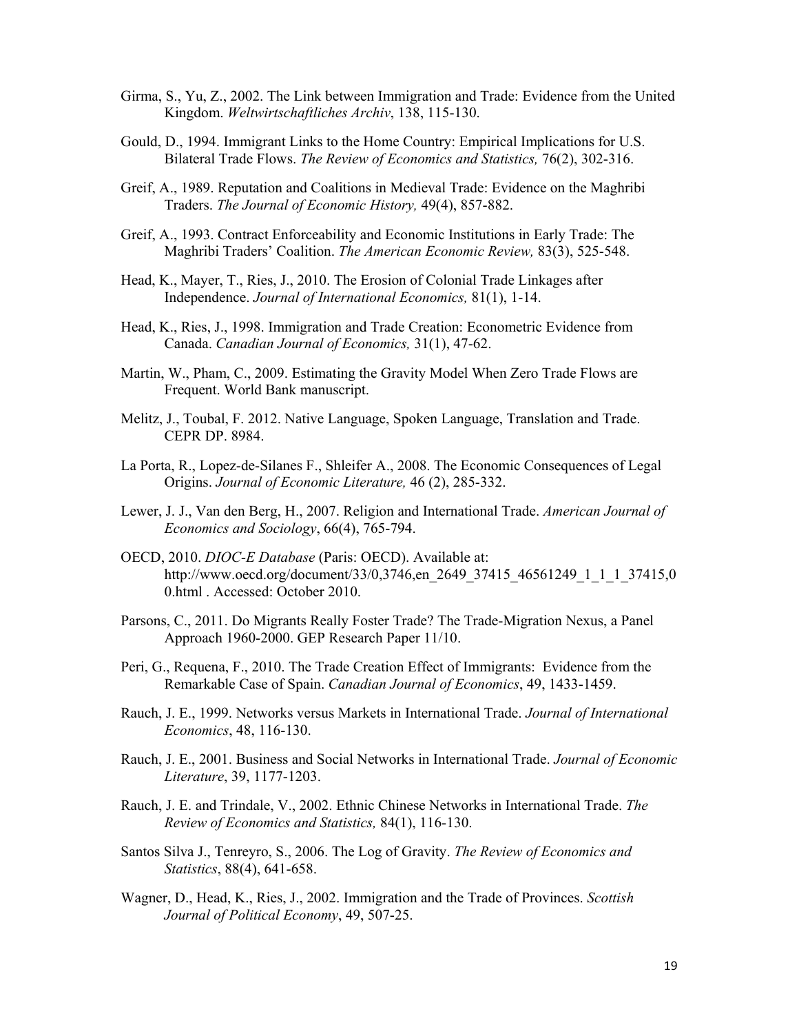Girma, S., Yu, Z., 2002. The Link between Immigration and Trade: Evidence from the United Kingdom. *Weltwirtschaftliches Archiv*, 138, 115-130.

Gould, D., 1994. Immigrant Links to the Home Country: Empirical Implications for U.S. Bilateral Trade Flows. *The Review of Economics and Statistics,* 76(2), 302-316.

Greif, A., 1989. Reputation and Coalitions in Medieval Trade: Evidence on the Maghribi Traders. *The Journal of Economic History,* 49(4), 857-882.

Greif, A., 1993. Contract Enforceability and Economic Institutions in Early Trade: The Maghribi Traders' Coalition. *The American Economic Review,* 83(3), 525-548.

Head, K., Mayer, T., Ries, J., 2010. The Erosion of Colonial Trade Linkages after Independence. *Journal of International Economics,* 81(1), 1-14.

Head, K., Ries, J., 1998. Immigration and Trade Creation: Econometric Evidence from Canada. *Canadian Journal of Economics,* 31(1), 47-62.

Martin, W., Pham, C., 2009. Estimating the Gravity Model When Zero Trade Flows are Frequent. World Bank manuscript.

Melitz, J., Toubal, F. 2012. Native Language, Spoken Language, Translation and Trade. CEPR DP. 8984.

La Porta, R., Lopez-de-Silanes F., Shleifer A., 2008. The Economic Consequences of Legal Origins. *Journal of Economic Literature,* 46 (2), 285-332.

Lewer, J. J., Van den Berg, H., 2007. Religion and International Trade. *American Journal of Economics and Sociology*, 66(4), 765-794.

OECD, 2010. *DIOC-E Database* (Paris: OECD). Available at: http://www.oecd.org/document/33/0,3746,en_2649_37415_46561249_1_1_1_37415,00.html . Accessed: October 2010.

Parsons, C., 2011. Do Migrants Really Foster Trade? The Trade-Migration Nexus, a Panel Approach 1960-2000. GEP Research Paper 11/10.

Peri, G., Requena, F., 2010. The Trade Creation Effect of Immigrants: Evidence from the Remarkable Case of Spain. *Canadian Journal of Economics*, 49, 1433-1459.

Rauch, J. E., 1999. Networks versus Markets in International Trade. *Journal of International Economics*, 48, 116-130.

Rauch, J. E., 2001. Business and Social Networks in International Trade. *Journal of Economic Literature*, 39, 1177-1203.

Rauch, J. E. and Trindale, V., 2002. Ethnic Chinese Networks in International Trade. *The Review of Economics and Statistics,* 84(1), 116-130.

Santos Silva J., Tenreyro, S., 2006. The Log of Gravity. *The Review of Economics and Statistics*, 88(4), 641-658.

Wagner, D., Head, K., Ries, J., 2002. Immigration and the Trade of Provinces. *Scottish Journal of Political Economy*, 49, 507-25.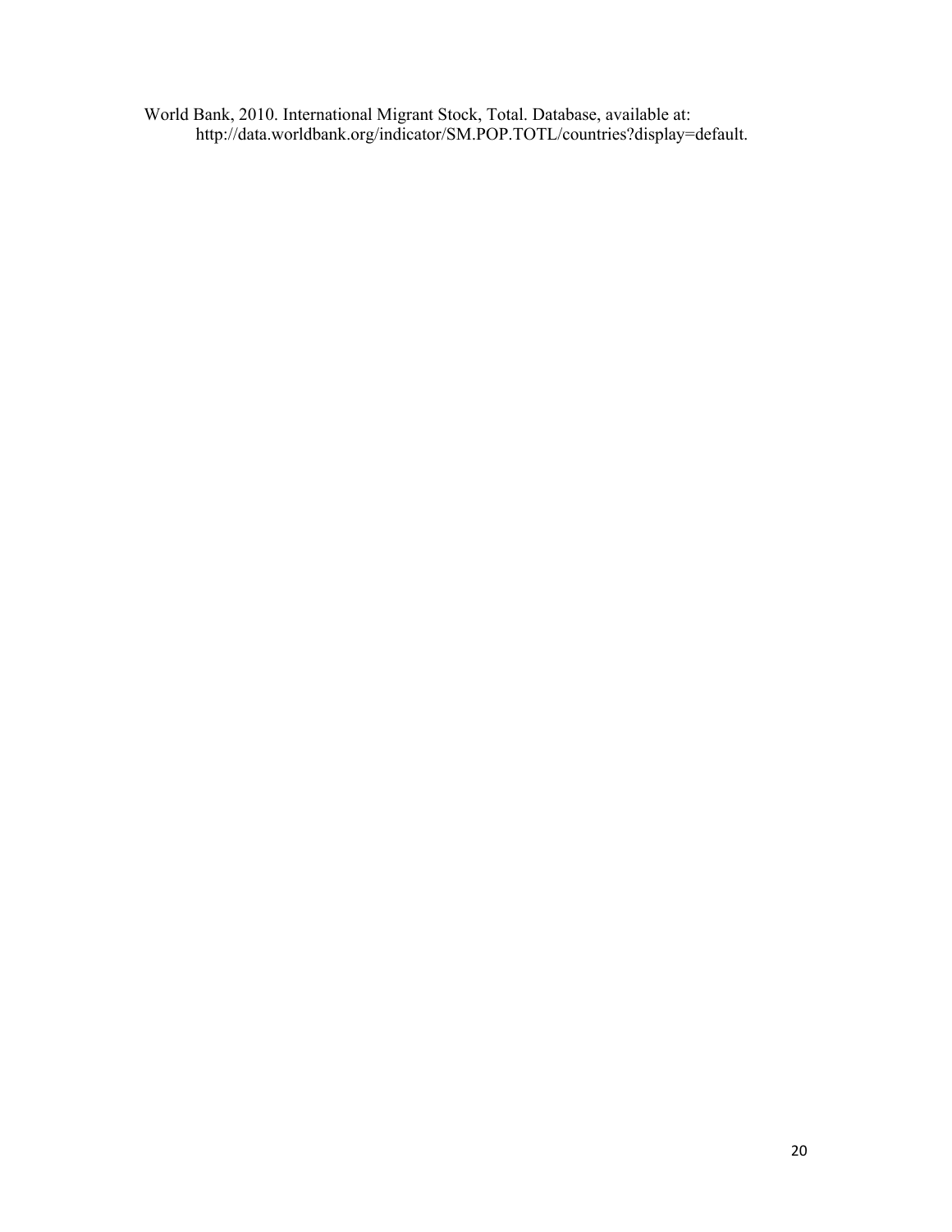World Bank, 2010. International Migrant Stock, Total. Database, available at: http://data.worldbank.org/indicator/SM.POP.TOTL/countries?display=default.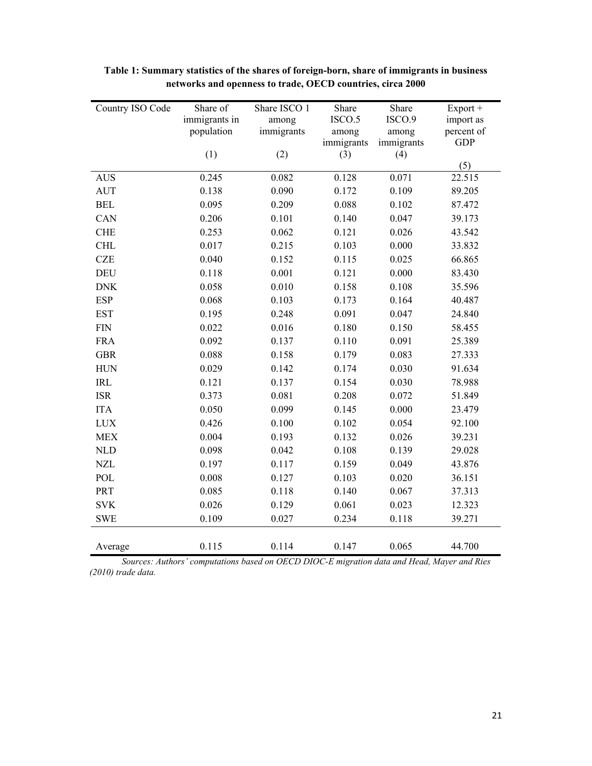**Table 1: Summary statistics of the shares of foreign-born, share of immigrants in business networks and openness to trade, OECD countries, circa 2000**

| Country ISO Code | Share of immigrants in population (1) | Share ISCO 1 among immigrants (2) | Share ISCO.5 among immigrants (3) | Share ISCO.9 among immigrants (4) | Export + import as percent of GDP (5) |
|---|---|---|---|---|---|
| AUS | 0.245 | 0.082 | 0.128 | 0.071 | 22.515 |
| AUT | 0.138 | 0.090 | 0.172 | 0.109 | 89.205 |
| BEL | 0.095 | 0.209 | 0.088 | 0.102 | 87.472 |
| CAN | 0.206 | 0.101 | 0.140 | 0.047 | 39.173 |
| CHE | 0.253 | 0.062 | 0.121 | 0.026 | 43.542 |
| CHL | 0.017 | 0.215 | 0.103 | 0.000 | 33.832 |
| CZE | 0.040 | 0.152 | 0.115 | 0.025 | 66.865 |
| DEU | 0.118 | 0.001 | 0.121 | 0.000 | 83.430 |
| DNK | 0.058 | 0.010 | 0.158 | 0.108 | 35.596 |
| ESP | 0.068 | 0.103 | 0.173 | 0.164 | 40.487 |
| EST | 0.195 | 0.248 | 0.091 | 0.047 | 24.840 |
| FIN | 0.022 | 0.016 | 0.180 | 0.150 | 58.455 |
| FRA | 0.092 | 0.137 | 0.110 | 0.091 | 25.389 |
| GBR | 0.088 | 0.158 | 0.179 | 0.083 | 27.333 |
| HUN | 0.029 | 0.142 | 0.174 | 0.030 | 91.634 |
| IRL | 0.121 | 0.137 | 0.154 | 0.030 | 78.988 |
| ISR | 0.373 | 0.081 | 0.208 | 0.072 | 51.849 |
| ITA | 0.050 | 0.099 | 0.145 | 0.000 | 23.479 |
| LUX | 0.426 | 0.100 | 0.102 | 0.054 | 92.100 |
| MEX | 0.004 | 0.193 | 0.132 | 0.026 | 39.231 |
| NLD | 0.098 | 0.042 | 0.108 | 0.139 | 29.028 |
| NZL | 0.197 | 0.117 | 0.159 | 0.049 | 43.876 |
| POL | 0.008 | 0.127 | 0.103 | 0.020 | 36.151 |
| PRT | 0.085 | 0.118 | 0.140 | 0.067 | 37.313 |
| SVK | 0.026 | 0.129 | 0.061 | 0.023 | 12.323 |
| SWE | 0.109 | 0.027 | 0.234 | 0.118 | 39.271 |
| Average | 0.115 | 0.114 | 0.147 | 0.065 | 44.700 |

*Sources: Authors' computations based on OECD DIOC-E migration data and Head, Mayer and Ries (2010) trade data.*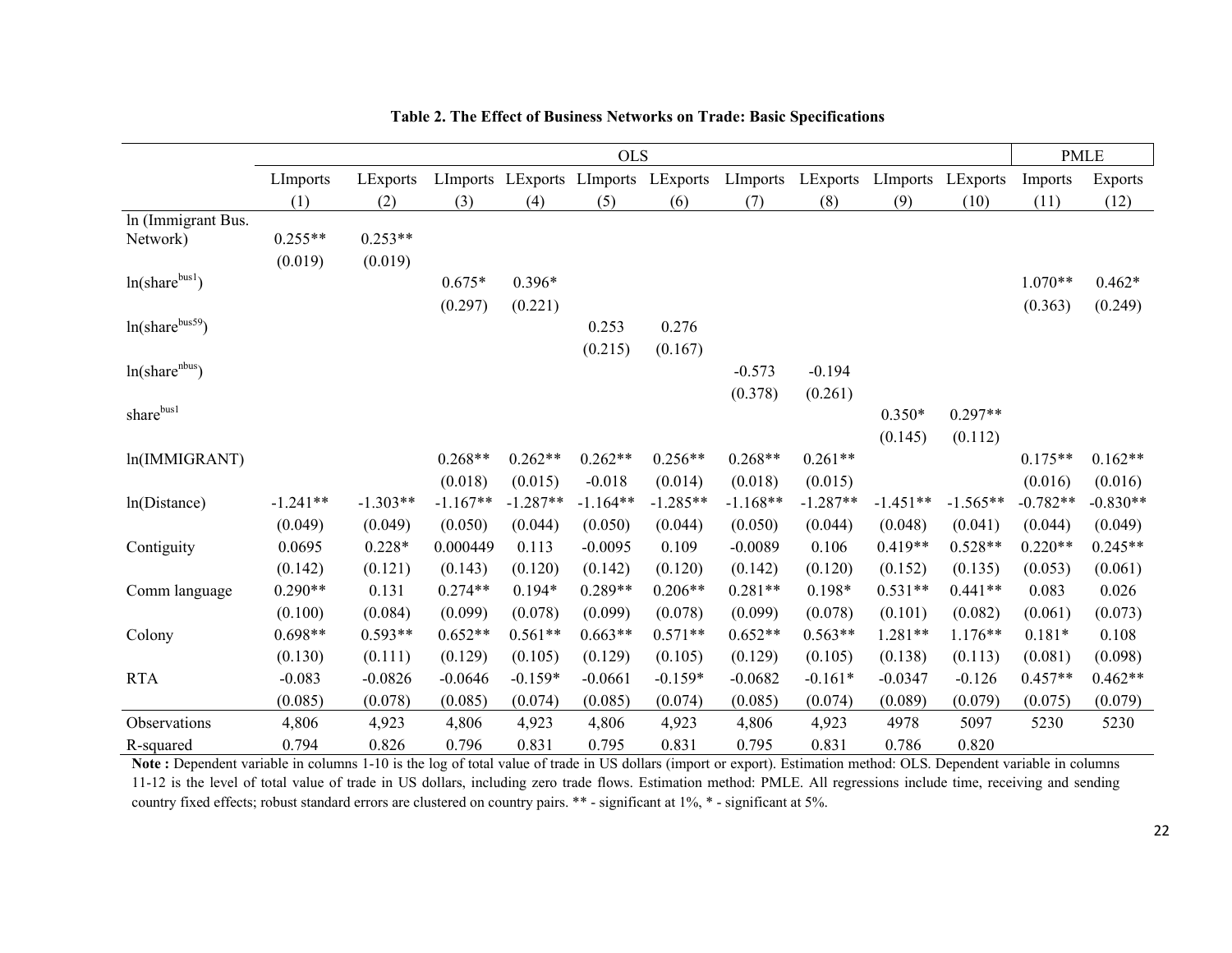**Table 2. The Effect of Business Networks on Trade: Basic Specifications**

| | OLS | | | | | | | | | | PMLE | |
|---|---|---|---|---|---|---|---|---|---|---|---|---|
| | LImports | LExports | LImports | LExports | LImports | LExports | LImports | LExports | LImports | LExports | Imports | Exports |
| | (1) | (2) | (3) | (4) | (5) | (6) | (7) | (8) | (9) | (10) | (11) | (12) |
| ln (Immigrant Bus. Network) | 0.255** | 0.253** | | | | | | | | | | |
| | (0.019) | (0.019) | | | | | | | | | | |
| $\ln(share^{bus1})$ | | | 0.675* | 0.396* | | | | | | | 1.070** | 0.462* |
| | | | (0.297) | (0.221) | | | | | | | (0.363) | (0.249) |
| $\ln(share^{bus59})$ | | | | | 0.253 | 0.276 | | | | | | |
| | | | | | (0.215) | (0.167) | | | | | | |
| $\ln(share^{nbus})$ | | | | | | | -0.573 | -0.194 | | | | |
| | | | | | | | (0.378) | (0.261) | | | | |
| $share^{bus1}$ | | | | | | | | | 0.350* | 0.297** | | |
| | | | | | | | | | (0.145) | (0.112) | | |
| ln(IMMIGRANT) | | | 0.268** | 0.262** | 0.262** | 0.256** | 0.268** | 0.261** | | | 0.175** | 0.162** |
| | | | (0.018) | (0.015) | -0.018 | (0.014) | (0.018) | (0.015) | | | (0.016) | (0.016) |
| ln(Distance) | -1.241** | -1.303** | -1.167** | -1.287** | -1.164** | -1.285** | -1.168** | -1.287** | -1.451** | -1.565** | -0.782** | -0.830** |
| | (0.049) | (0.049) | (0.050) | (0.044) | (0.050) | (0.044) | (0.050) | (0.044) | (0.048) | (0.041) | (0.044) | (0.049) |
| Contiguity | 0.0695 | 0.228* | 0.000449 | 0.113 | -0.0095 | 0.109 | -0.0089 | 0.106 | 0.419** | 0.528** | 0.220** | 0.245** |
| | (0.142) | (0.121) | (0.143) | (0.120) | (0.142) | (0.120) | (0.142) | (0.120) | (0.152) | (0.135) | (0.053) | (0.061) |
| Comm language | 0.290** | 0.131 | 0.274** | 0.194* | 0.289** | 0.206** | 0.281** | 0.198* | 0.531** | 0.441** | 0.083 | 0.026 |
| | (0.100) | (0.084) | (0.099) | (0.078) | (0.099) | (0.078) | (0.099) | (0.078) | (0.101) | (0.082) | (0.061) | (0.073) |
| Colony | 0.698** | 0.593** | 0.652** | 0.561** | 0.663** | 0.571** | 0.652** | 0.563** | 1.281** | 1.176** | 0.181* | 0.108 |
| | (0.130) | (0.111) | (0.129) | (0.105) | (0.129) | (0.105) | (0.129) | (0.105) | (0.138) | (0.113) | (0.081) | (0.098) |
| RTA | -0.083 | -0.0826 | -0.0646 | -0.159* | -0.0661 | -0.159* | -0.0682 | -0.161* | -0.0347 | -0.126 | 0.457** | 0.462** |
| | (0.085) | (0.078) | (0.085) | (0.074) | (0.085) | (0.074) | (0.085) | (0.074) | (0.089) | (0.079) | (0.075) | (0.079) |
| Observations | 4,806 | 4,923 | 4,806 | 4,923 | 4,806 | 4,923 | 4,806 | 4,923 | 4978 | 5097 | 5230 | 5230 |
| R-squared | 0.794 | 0.826 | 0.796 | 0.831 | 0.795 | 0.831 | 0.795 | 0.831 | 0.786 | 0.820 | | |

**Note :** Dependent variable in columns 1-10 is the log of total value of trade in US dollars (import or export). Estimation method: OLS. Dependent variable in columns 11-12 is the level of total value of trade in US dollars, including zero trade flows. Estimation method: PMLE. All regressions include time, receiving and sending country fixed effects; robust standard errors are clustered on country pairs. ** - significant at 1%, * - significant at 5%.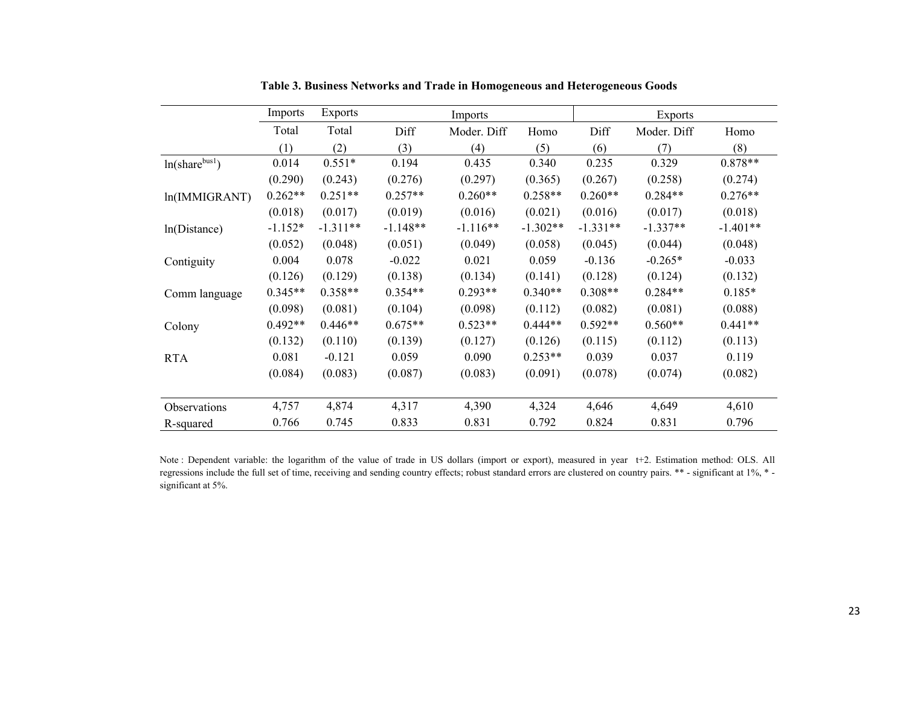**Table 3. Business Networks and Trade in Homogeneous and Heterogeneous Goods**

| | Imports | Exports | Imports | | | Exports | | |
|---|---|---|---|---|---|---|---|---|
| | Total | Total | Diff | Moder. Diff | Homo | Diff | Moder. Diff | Homo |
| | (1) | (2) | (3) | (4) | (5) | (6) | (7) | (8) |
| ln(share$^{bus1}$) | 0.014 | 0.551* | 0.194 | 0.435 | 0.340 | 0.235 | 0.329 | 0.878** |
| | (0.290) | (0.243) | (0.276) | (0.297) | (0.365) | (0.267) | (0.258) | (0.274) |
| ln(IMMIGRANT) | 0.262** | 0.251** | 0.257** | 0.260** | 0.258** | 0.260** | 0.284** | 0.276** |
| | (0.018) | (0.017) | (0.019) | (0.016) | (0.021) | (0.016) | (0.017) | (0.018) |
| ln(Distance) | -1.152* | -1.311** | -1.148** | -1.116** | -1.302** | -1.331** | -1.337** | -1.401** |
| | (0.052) | (0.048) | (0.051) | (0.049) | (0.058) | (0.045) | (0.044) | (0.048) |
| Contiguity | 0.004 | 0.078 | -0.022 | 0.021 | 0.059 | -0.136 | -0.265* | -0.033 |
| | (0.126) | (0.129) | (0.138) | (0.134) | (0.141) | (0.128) | (0.124) | (0.132) |
| Comm language | 0.345** | 0.358** | 0.354** | 0.293** | 0.340** | 0.308** | 0.284** | 0.185* |
| | (0.098) | (0.081) | (0.104) | (0.098) | (0.112) | (0.082) | (0.081) | (0.088) |
| Colony | 0.492** | 0.446** | 0.675** | 0.523** | 0.444** | 0.592** | 0.560** | 0.441** |
| | (0.132) | (0.110) | (0.139) | (0.127) | (0.126) | (0.115) | (0.112) | (0.113) |
| RTA | 0.081 | -0.121 | 0.059 | 0.090 | 0.253** | 0.039 | 0.037 | 0.119 |
| | (0.084) | (0.083) | (0.087) | (0.083) | (0.091) | (0.078) | (0.074) | (0.082) |
| Observations | 4,757 | 4,874 | 4,317 | 4,390 | 4,324 | 4,646 | 4,649 | 4,610 |
| R-squared | 0.766 | 0.745 | 0.833 | 0.831 | 0.792 | 0.824 | 0.831 | 0.796 |

Note : Dependent variable: the logarithm of the value of trade in US dollars (import or export), measured in year t+2. Estimation method: OLS. All regressions include the full set of time, receiving and sending country effects; robust standard errors are clustered on country pairs. ** - significant at 1%, * - significant at 5%.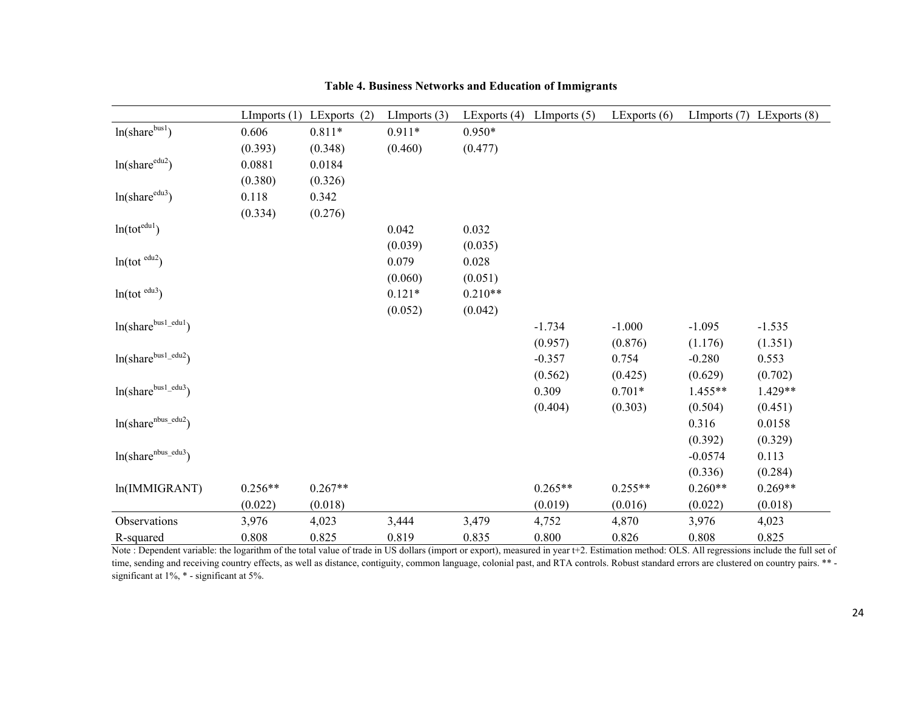**Table 4. Business Networks and Education of Immigrants**

| | LImports (1) | LExports (2) | LImports (3) | LExports (4) | LImports (5) | LExports (6) | LImports (7) | LExports (8) |
|---|---|---|---|---|---|---|---|---|
| $\ln(share^{bus1})$ | 0.606 | 0.811* | 0.911* | 0.950* | | | | |
| | (0.393) | (0.348) | (0.460) | (0.477) | | | | |
| $\ln(share^{edu2})$ | 0.0881 | 0.0184 | | | | | | |
| | (0.380) | (0.326) | | | | | | |
| $\ln(share^{edu3})$ | 0.118 | 0.342 | | | | | | |
| | (0.334) | (0.276) | | | | | | |
| $\ln(tot^{edu1})$ | | | 0.042 | 0.032 | | | | |
| | | | (0.039) | (0.035) | | | | |
| $\ln(tot^{edu2})$ | | | 0.079 | 0.028 | | | | |
| | | | (0.060) | (0.051) | | | | |
| $\ln(tot^{edu3})$ | | | 0.121* | 0.210** | | | | |
| | | | (0.052) | (0.042) | | | | |
| $\ln(share^{bus1\_edu1})$ | | | | | -1.734 | -1.000 | -1.095 | -1.535 |
| | | | | | (0.957) | (0.876) | (1.176) | (1.351) |
| $\ln(share^{bus1\_edu2})$ | | | | | -0.357 | 0.754 | -0.280 | 0.553 |
| | | | | | (0.562) | (0.425) | (0.629) | (0.702) |
| $\ln(share^{bus1\_edu3})$ | | | | | 0.309 | 0.701* | 1.455** | 1.429** |
| | | | | | (0.404) | (0.303) | (0.504) | (0.451) |
| $\ln(share^{nbus\_edu2})$ | | | | | | | 0.316 | 0.0158 |
| | | | | | | | (0.392) | (0.329) |
| $\ln(share^{nbus\_edu3})$ | | | | | | | -0.0574 | 0.113 |
| | | | | | | | (0.336) | (0.284) |
| ln(IMMIGRANT) | 0.256** | 0.267** | | | 0.265** | 0.255** | 0.260** | 0.269** |
| | (0.022) | (0.018) | | | (0.019) | (0.016) | (0.022) | (0.018) |
| Observations | 3,976 | 4,023 | 3,444 | 3,479 | 4,752 | 4,870 | 3,976 | 4,023 |
| R-squared | 0.808 | 0.825 | 0.819 | 0.835 | 0.800 | 0.826 | 0.808 | 0.825 |

Note : Dependent variable: the logarithm of the total value of trade in US dollars (import or export), measured in year t+2. Estimation method: OLS. All regressions include the full set of time, sending and receiving country effects, as well as distance, contiguity, common language, colonial past, and RTA controls. Robust standard errors are clustered on country pairs. ** - significant at 1%, * - significant at 5%.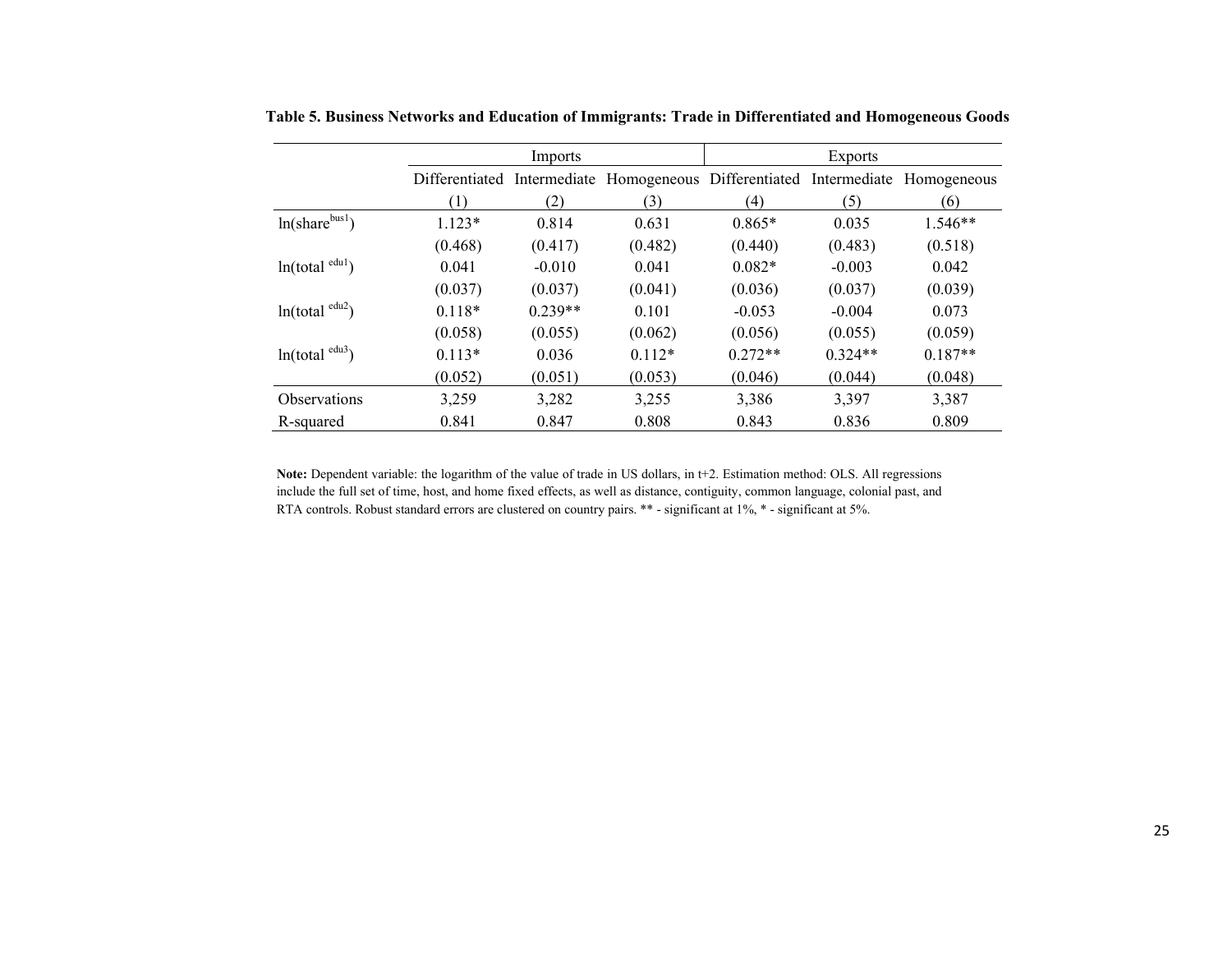**Table 5. Business Networks and Education of Immigrants: Trade in Differentiated and Homogeneous Goods**

| | Imports | | | Exports | | |
|---|---|---|---|---|---|---|
| | Differentiated | Intermediate | Homogeneous | Differentiated | Intermediate | Homogeneous |
| | (1) | (2) | (3) | (4) | (5) | (6) |
| $\ln(share^{bus1})$ | 1.123* | 0.814 | 0.631 | 0.865* | 0.035 | 1.546** |
| | (0.468) | (0.417) | (0.482) | (0.440) | (0.483) | (0.518) |
| $\ln(total^{\ edu1})$ | 0.041 | -0.010 | 0.041 | 0.082* | -0.003 | 0.042 |
| | (0.037) | (0.037) | (0.041) | (0.036) | (0.037) | (0.039) |
| $\ln(total^{\ edu2})$ | 0.118* | 0.239** | 0.101 | -0.053 | -0.004 | 0.073 |
| | (0.058) | (0.055) | (0.062) | (0.056) | (0.055) | (0.059) |
| $\ln(total^{\ edu3})$ | 0.113* | 0.036 | 0.112* | 0.272** | 0.324** | 0.187** |
| | (0.052) | (0.051) | (0.053) | (0.046) | (0.044) | (0.048) |
| Observations | 3,259 | 3,282 | 3,255 | 3,386 | 3,397 | 3,387 |
| R-squared | 0.841 | 0.847 | 0.808 | 0.843 | 0.836 | 0.809 |

**Note:** Dependent variable: the logarithm of the value of trade in US dollars, in t+2. Estimation method: OLS. All regressions include the full set of time, host, and home fixed effects, as well as distance, contiguity, common language, colonial past, and RTA controls. Robust standard errors are clustered on country pairs. ** - significant at 1%, * - significant at 5%.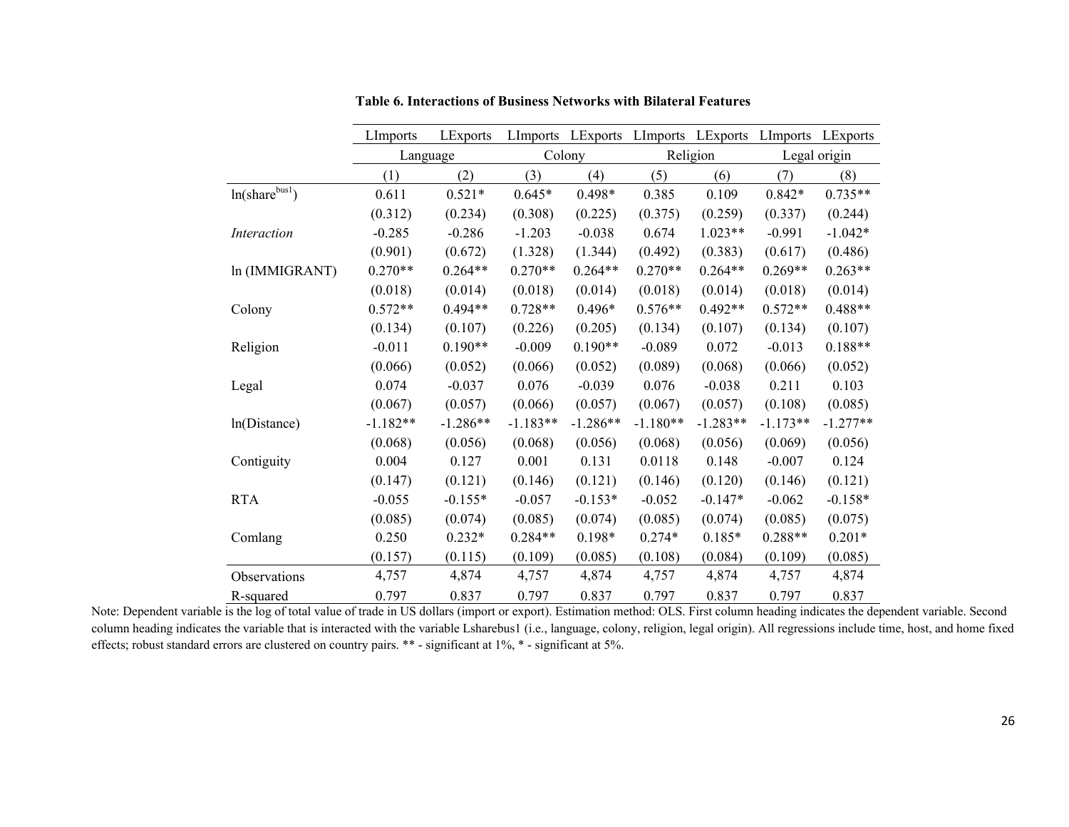**Table 6. Interactions of Business Networks with Bilateral Features**

| | LImports | LExports | LImports | LExports | LImports | LExports | LImports | LExports |
|---|---|---|---|---|---|---|---|---|
| | Language | | Colony | | Religion | | Legal origin | |
| | (1) | (2) | (3) | (4) | (5) | (6) | (7) | (8) |
| ln(share$^{bus1}$) | 0.611 | 0.521* | 0.645* | 0.498* | 0.385 | 0.109 | 0.842* | 0.735** |
| | (0.312) | (0.234) | (0.308) | (0.225) | (0.375) | (0.259) | (0.337) | (0.244) |
| *Interaction* | -0.285 | -0.286 | -1.203 | -0.038 | 0.674 | 1.023** | -0.991 | -1.042* |
| | (0.901) | (0.672) | (1.328) | (1.344) | (0.492) | (0.383) | (0.617) | (0.486) |
| ln (IMMIGRANT) | 0.270** | 0.264** | 0.270** | 0.264** | 0.270** | 0.264** | 0.269** | 0.263** |
| | (0.018) | (0.014) | (0.018) | (0.014) | (0.018) | (0.014) | (0.018) | (0.014) |
| Colony | 0.572** | 0.494** | 0.728** | 0.496* | 0.576** | 0.492** | 0.572** | 0.488** |
| | (0.134) | (0.107) | (0.226) | (0.205) | (0.134) | (0.107) | (0.134) | (0.107) |
| Religion | -0.011 | 0.190** | -0.009 | 0.190** | -0.089 | 0.072 | -0.013 | 0.188** |
| | (0.066) | (0.052) | (0.066) | (0.052) | (0.089) | (0.068) | (0.066) | (0.052) |
| Legal | 0.074 | -0.037 | 0.076 | -0.039 | 0.076 | -0.038 | 0.211 | 0.103 |
| | (0.067) | (0.057) | (0.066) | (0.057) | (0.067) | (0.057) | (0.108) | (0.085) |
| ln(Distance) | -1.182** | -1.286** | -1.183** | -1.286** | -1.180** | -1.283** | -1.173** | -1.277** |
| | (0.068) | (0.056) | (0.068) | (0.056) | (0.068) | (0.056) | (0.069) | (0.056) |
| Contiguity | 0.004 | 0.127 | 0.001 | 0.131 | 0.0118 | 0.148 | -0.007 | 0.124 |
| | (0.147) | (0.121) | (0.146) | (0.121) | (0.146) | (0.120) | (0.146) | (0.121) |
| RTA | -0.055 | -0.155* | -0.057 | -0.153* | -0.052 | -0.147* | -0.062 | -0.158* |
| | (0.085) | (0.074) | (0.085) | (0.074) | (0.085) | (0.074) | (0.085) | (0.075) |
| Comlang | 0.250 | 0.232* | 0.284** | 0.198* | 0.274* | 0.185* | 0.288** | 0.201* |
| | (0.157) | (0.115) | (0.109) | (0.085) | (0.108) | (0.084) | (0.109) | (0.085) |
| Observations | 4,757 | 4,874 | 4,757 | 4,874 | 4,757 | 4,874 | 4,757 | 4,874 |
| R-squared | 0.797 | 0.837 | 0.797 | 0.837 | 0.797 | 0.837 | 0.797 | 0.837 |

Note: Dependent variable is the log of total value of trade in US dollars (import or export). Estimation method: OLS. First column heading indicates the dependent variable. Second column heading indicates the variable that is interacted with the variable Lsharebus1 (i.e., language, colony, religion, legal origin). All regressions include time, host, and home fixed effects; robust standard errors are clustered on country pairs. ** - significant at 1%, * - significant at 5%.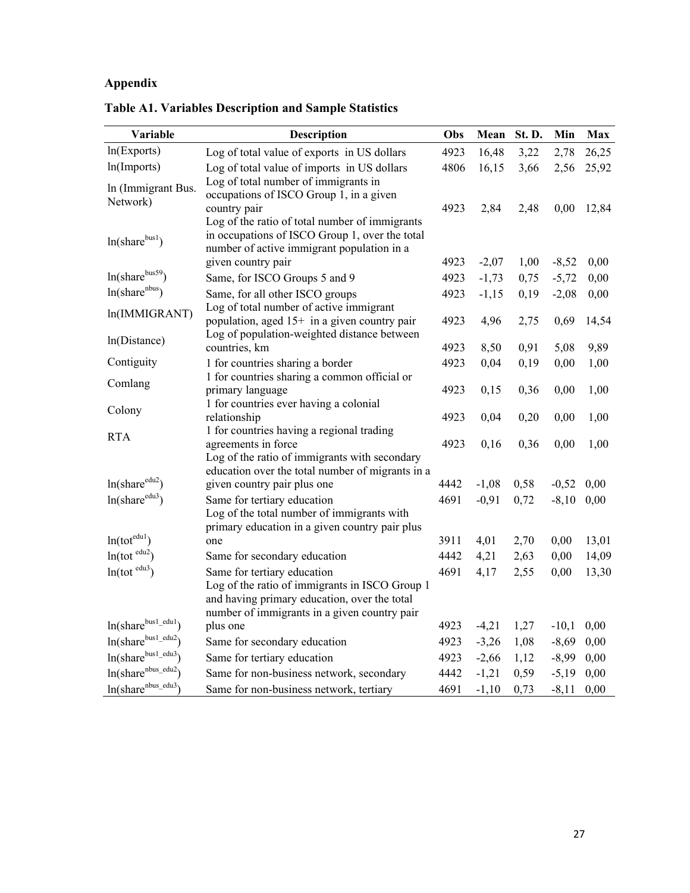# Appendix

## Table A1. Variables Description and Sample Statistics

| Variable | Description | Obs | Mean | St. D. | Min | Max |
|---|---|---|---|---|---|---|
| ln(Exports) | Log of total value of exports in US dollars | 4923 | 16,48 | 3,22 | 2,78 | 26,25 |
| ln(Imports) | Log of total value of imports in US dollars | 4806 | 16,15 | 3,66 | 2,56 | 25,92 |
| ln (Immigrant Bus. Network) | Log of total number of immigrants in occupations of ISCO Group 1, in a given country pair | 4923 | 2,84 | 2,48 | 0,00 | 12,84 |
| $\ln(share^{bus1})$ | Log of the ratio of total number of immigrants in occupations of ISCO Group 1, over the total number of active immigrant population in a given country pair | 4923 | -2,07 | 1,00 | -8,52 | 0,00 |
| $\ln(share^{bus59})$ | Same, for ISCO Groups 5 and 9 | 4923 | -1,73 | 0,75 | -5,72 | 0,00 |
| $\ln(share^{nbus})$ | Same, for all other ISCO groups | 4923 | -1,15 | 0,19 | -2,08 | 0,00 |
| ln(IMMIGRANT) | Log of total number of active immigrant population, aged 15+ in a given country pair | 4923 | 4,96 | 2,75 | 0,69 | 14,54 |
| ln(Distance) | Log of population-weighted distance between countries, km | 4923 | 8,50 | 0,91 | 5,08 | 9,89 |
| Contiguity | 1 for countries sharing a border | 4923 | 0,04 | 0,19 | 0,00 | 1,00 |
| Comlang | 1 for countries sharing a common official or primary language | 4923 | 0,15 | 0,36 | 0,00 | 1,00 |
| Colony | 1 for countries ever having a colonial relationship | 4923 | 0,04 | 0,20 | 0,00 | 1,00 |
| RTA | 1 for countries having a regional trading agreements in force | 4923 | 0,16 | 0,36 | 0,00 | 1,00 |
| $\ln(share^{edu2})$ | Log of the ratio of immigrants with secondary education over the total number of migrants in a given country pair plus one | 4442 | -1,08 | 0,58 | -0,52 | 0,00 |
| $\ln(share^{edu3})$ | Same for tertiary education | 4691 | -0,91 | 0,72 | -8,10 | 0,00 |
| $\ln(tot^{edu1})$ | Log of the total number of immigrants with primary education in a given country pair plus one | 3911 | 4,01 | 2,70 | 0,00 | 13,01 |
| $\ln(tot^{edu2})$ | Same for secondary education | 4442 | 4,21 | 2,63 | 0,00 | 14,09 |
| $\ln(tot^{edu3})$ | Same for tertiary education | 4691 | 4,17 | 2,55 | 0,00 | 13,30 |
| $\ln(share^{bus1\_edu1})$ | Log of the ratio of immigrants in ISCO Group 1 and having primary education, over the total number of immigrants in a given country pair plus one | 4923 | -4,21 | 1,27 | -10,1 | 0,00 |
| $\ln(share^{bus1\_edu2})$ | Same for secondary education | 4923 | -3,26 | 1,08 | -8,69 | 0,00 |
| $\ln(share^{bus1\_edu3})$ | Same for tertiary education | 4923 | -2,66 | 1,12 | -8,99 | 0,00 |
| $\ln(share^{nbus\_edu2})$ | Same for non-business network, secondary | 4442 | -1,21 | 0,59 | -5,19 | 0,00 |
| $\ln(share^{nbus\_edu3})$ | Same for non-business network, tertiary | 4691 | -1,10 | 0,73 | -8,11 | 0,00 |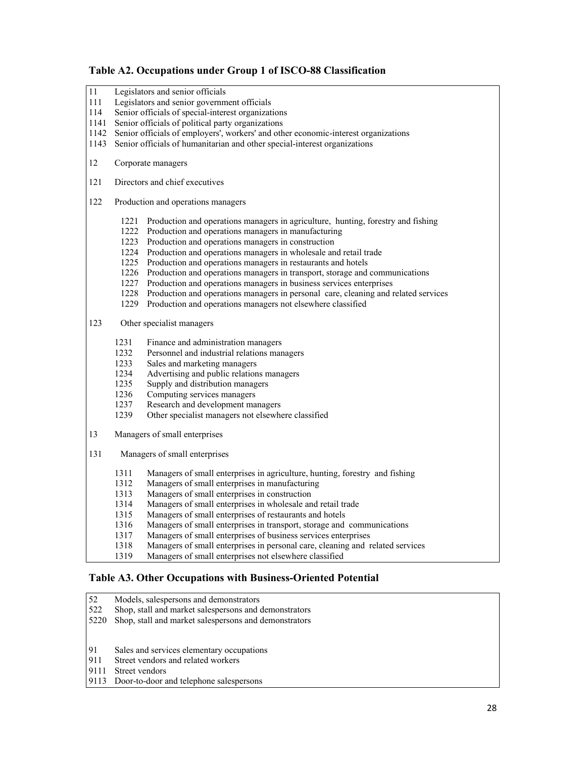### Table A2. Occupations under Group 1 of ISCO-88 Classification

| Code | Occupation |
|---|---|
| 11 | Legislators and senior officials |
| 111 | Legislators and senior government officials |
| 114 | Senior officials of special-interest organizations |
| 1141 | Senior officials of political party organizations |
| 1142 | Senior officials of employers', workers' and other economic-interest organizations |
| 1143 | Senior officials of humanitarian and other special-interest organizations |
| 12 | Corporate managers |
| 121 | Directors and chief executives |
| 122 | Production and operations managers |
| 1221 | Production and operations managers in agriculture, hunting, forestry and fishing |
| 1222 | Production and operations managers in manufacturing |
| 1223 | Production and operations managers in construction |
| 1224 | Production and operations managers in wholesale and retail trade |
| 1225 | Production and operations managers in restaurants and hotels |
| 1226 | Production and operations managers in transport, storage and communications |
| 1227 | Production and operations managers in business services enterprises |
| 1228 | Production and operations managers in personal care, cleaning and related services |
| 1229 | Production and operations managers not elsewhere classified |
| 123 | Other specialist managers |
| 1231 | Finance and administration managers |
| 1232 | Personnel and industrial relations managers |
| 1233 | Sales and marketing managers |
| 1234 | Advertising and public relations managers |
| 1235 | Supply and distribution managers |
| 1236 | Computing services managers |
| 1237 | Research and development managers |
| 1239 | Other specialist managers not elsewhere classified |
| 13 | Managers of small enterprises |
| 131 | Managers of small enterprises |
| 1311 | Managers of small enterprises in agriculture, hunting, forestry and fishing |
| 1312 | Managers of small enterprises in manufacturing |
| 1313 | Managers of small enterprises in construction |
| 1314 | Managers of small enterprises in wholesale and retail trade |
| 1315 | Managers of small enterprises of restaurants and hotels |
| 1316 | Managers of small enterprises in transport, storage and communications |
| 1317 | Managers of small enterprises of business services enterprises |
| 1318 | Managers of small enterprises in personal care, cleaning and related services |
| 1319 | Managers of small enterprises not elsewhere classified |

### Table A3. Other Occupations with Business-Oriented Potential

| Code | Occupation |
|---|---|
| 52 | Models, salespersons and demonstrators |
| 522 | Shop, stall and market salespersons and demonstrators |
| 5220 | Shop, stall and market salespersons and demonstrators |
| 91 | Sales and services elementary occupations |
| 911 | Street vendors and related workers |
| 9111 | Street vendors |
| 9113 | Door-to-door and telephone salespersons |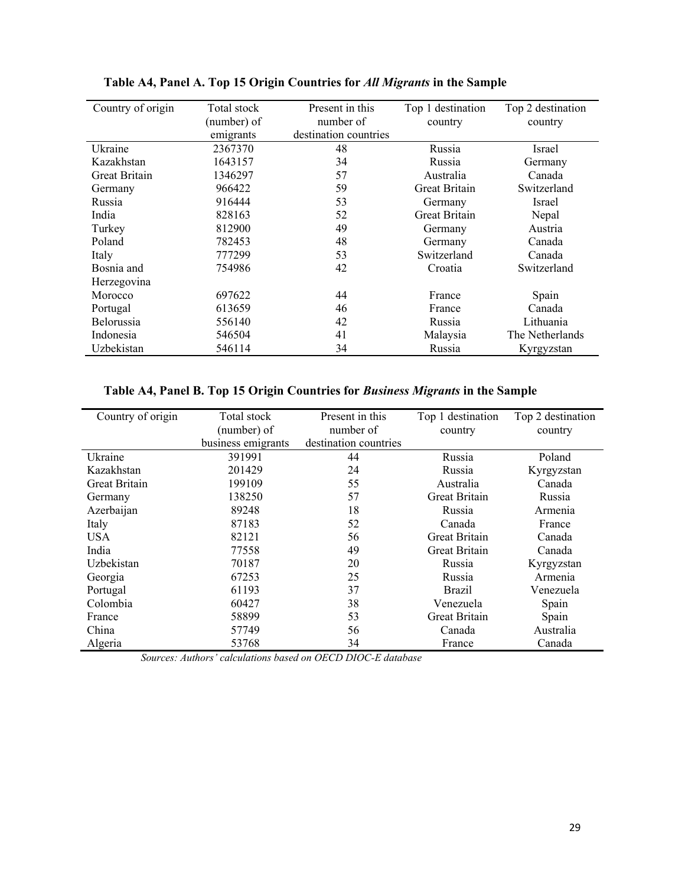**Table A4, Panel A. Top 15 Origin Countries for *All Migrants* in the Sample**

| Country of origin | Total stock (number) of emigrants | Present in this number of destination countries | Top 1 destination country | Top 2 destination country |
|---|---|---|---|---|
| Ukraine | 2367370 | 48 | Russia | Israel |
| Kazakhstan | 1643157 | 34 | Russia | Germany |
| Great Britain | 1346297 | 57 | Australia | Canada |
| Germany | 966422 | 59 | Great Britain | Switzerland |
| Russia | 916444 | 53 | Germany | Israel |
| India | 828163 | 52 | Great Britain | Nepal |
| Turkey | 812900 | 49 | Germany | Austria |
| Poland | 782453 | 48 | Germany | Canada |
| Italy | 777299 | 53 | Switzerland | Canada |
| Bosnia and Herzegovina | 754986 | 42 | Croatia | Switzerland |
| Morocco | 697622 | 44 | France | Spain |
| Portugal | 613659 | 46 | France | Canada |
| Belorussia | 556140 | 42 | Russia | Lithuania |
| Indonesia | 546504 | 41 | Malaysia | The Netherlands |
| Uzbekistan | 546114 | 34 | Russia | Kyrgyzstan |

**Table A4, Panel B. Top 15 Origin Countries for *Business Migrants* in the Sample**

| Country of origin | Total stock (number) of business emigrants | Present in this number of destination countries | Top 1 destination country | Top 2 destination country |
|---|---|---|---|---|
| Ukraine | 391991 | 44 | Russia | Poland |
| Kazakhstan | 201429 | 24 | Russia | Kyrgyzstan |
| Great Britain | 199109 | 55 | Australia | Canada |
| Germany | 138250 | 57 | Great Britain | Russia |
| Azerbaijan | 89248 | 18 | Russia | Armenia |
| Italy | 87183 | 52 | Canada | France |
| USA | 82121 | 56 | Great Britain | Canada |
| India | 77558 | 49 | Great Britain | Canada |
| Uzbekistan | 70187 | 20 | Russia | Kyrgyzstan |
| Georgia | 67253 | 25 | Russia | Armenia |
| Portugal | 61193 | 37 | Brazil | Venezuela |
| Colombia | 60427 | 38 | Venezuela | Spain |
| France | 58899 | 53 | Great Britain | Spain |
| China | 57749 | 56 | Canada | Australia |
| Algeria | 53768 | 34 | France | Canada |

*Sources: Authors' calculations based on OECD DIOC-E database*